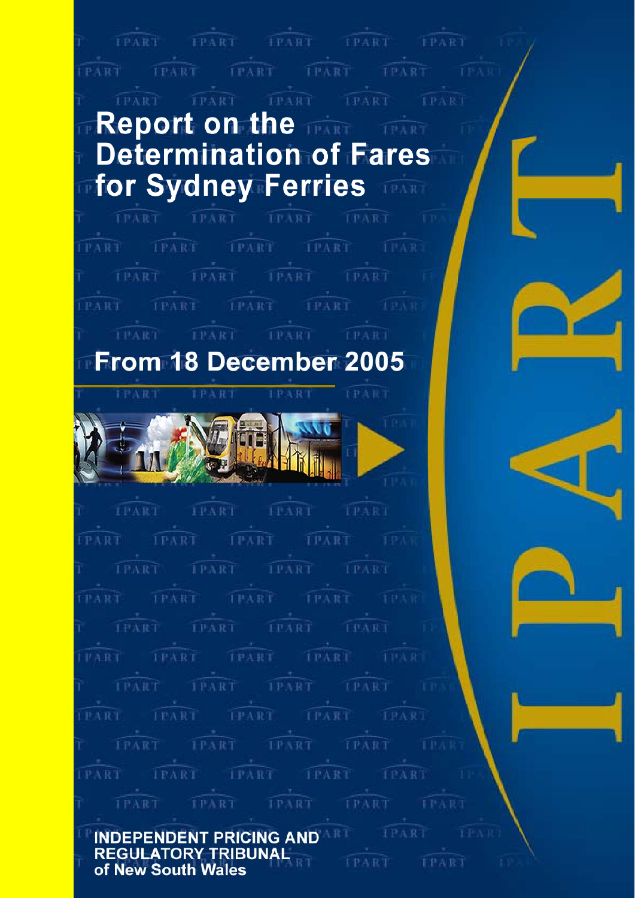# Report on the Determination of Fares for Sydney Ferries

## From 18 December 2005

INDEPENDENT PRICING AND REGULATORY TRIBUNAL of New South Wales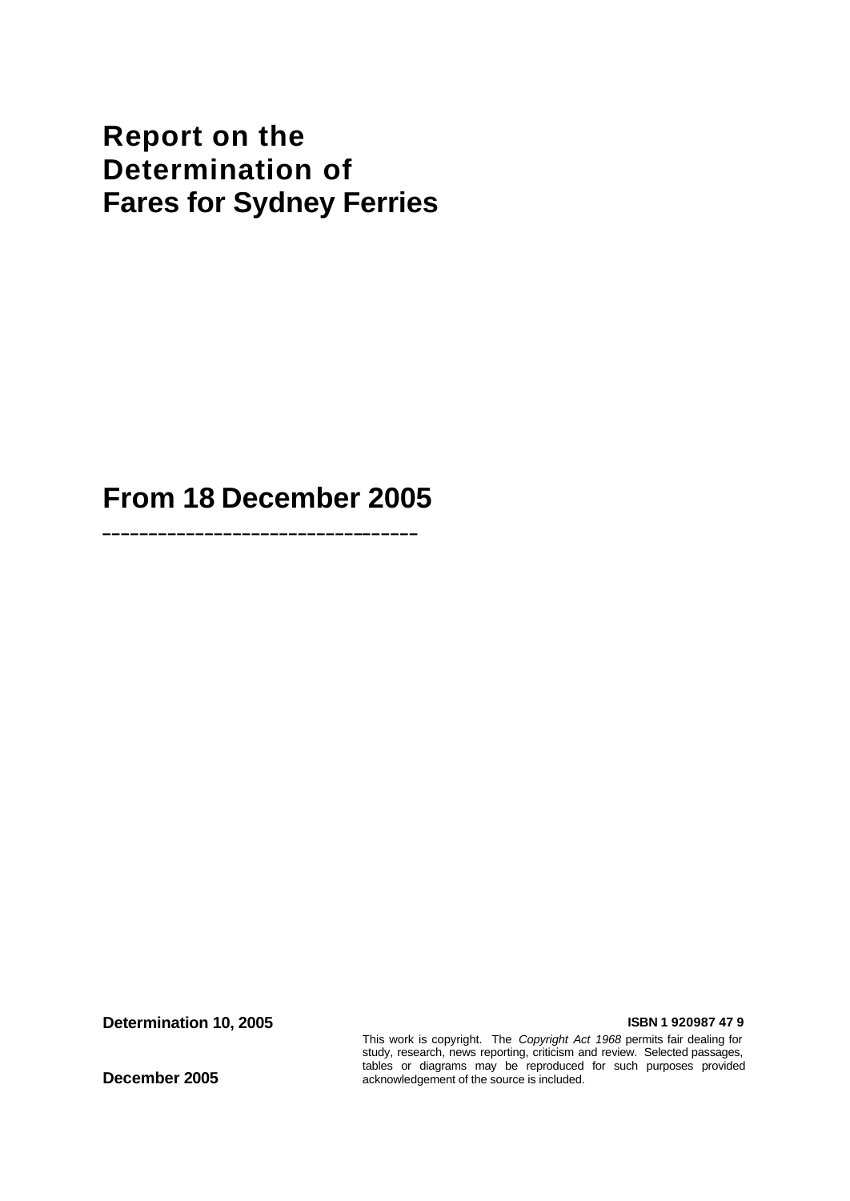# Report on the Determination of Fares for Sydney Ferries

## From 18 December 2005

---

**Determination 10, 2005**

**December 2005**

**ISBN 1 920987 47 9**

This work is copyright. The *Copyright Act 1968* permits fair dealing for study, research, news reporting, criticism and review. Selected passages, tables or diagrams may be reproduced for such purposes provided acknowledgement of the source is included.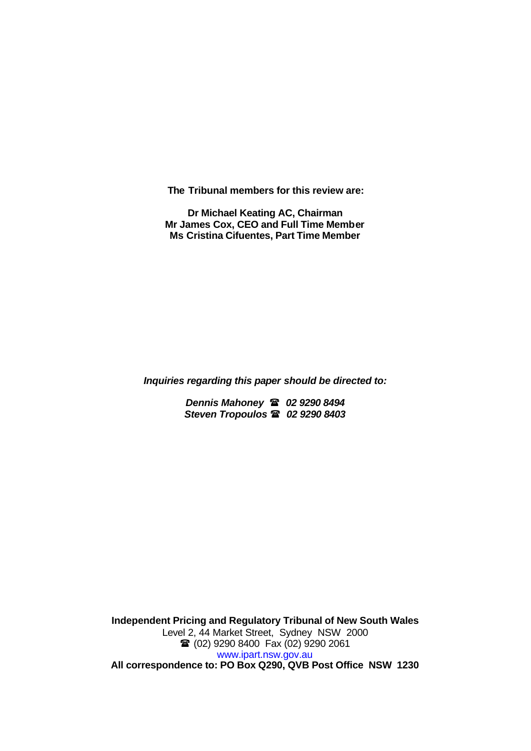**The Tribunal members for this review are:**

**Dr Michael Keating AC, Chairman**
**Mr James Cox, CEO and Full Time Member**
**Ms Cristina Cifuentes, Part Time Member**

***Inquiries regarding this paper should be directed to:***

***Dennis Mahoney ☎ 02 9290 8494***
***Steven Tropoulos ☎ 02 9290 8403***

**Independent Pricing and Regulatory Tribunal of New South Wales**
Level 2, 44 Market Street, Sydney NSW 2000
☎ (02) 9290 8400 Fax (02) 9290 2061
www.ipart.nsw.gov.au
**All correspondence to: PO Box Q290, QVB Post Office NSW 1230**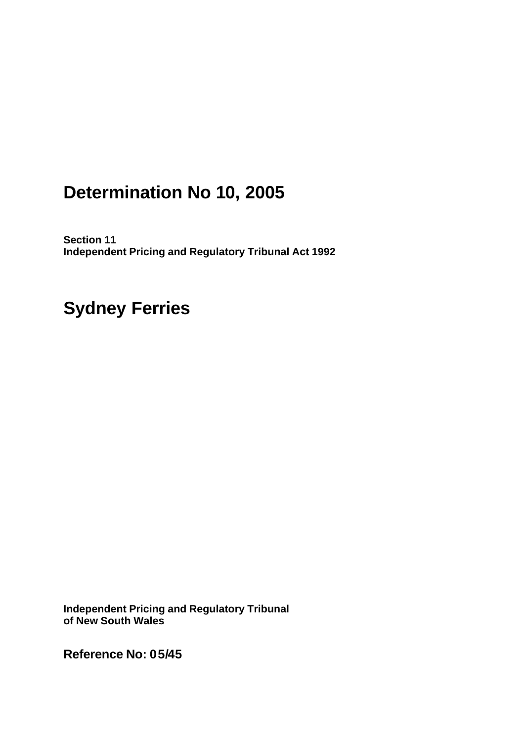# Determination No 10, 2005

**Section 11**
**Independent Pricing and Regulatory Tribunal Act 1992**

# Sydney Ferries

**Independent Pricing and Regulatory Tribunal**
**of New South Wales**

**Reference No: 05/45**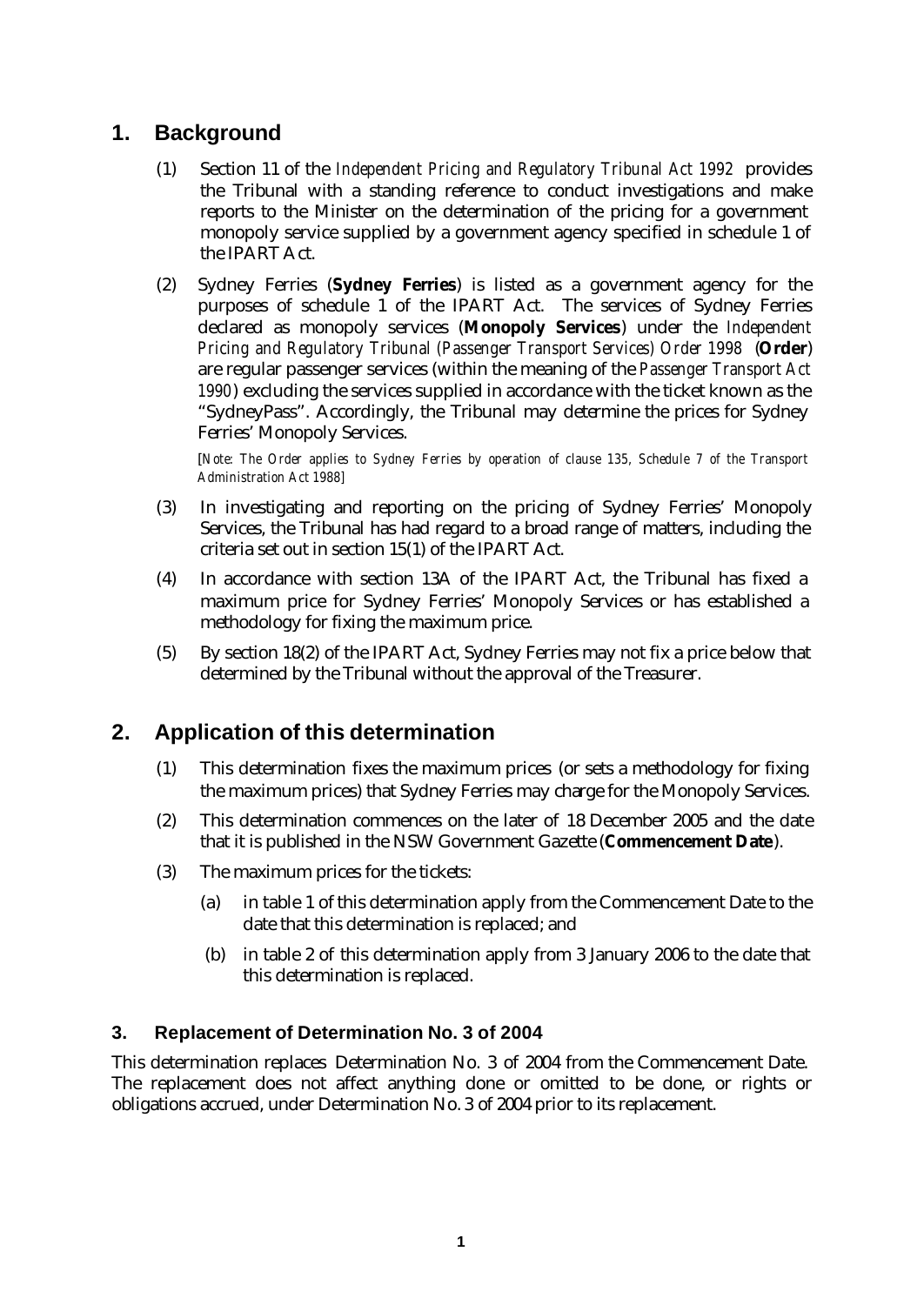## 1. Background

(1) Section 11 of the *Independent Pricing and Regulatory Tribunal Act 1992* provides the Tribunal with a standing reference to conduct investigations and make reports to the Minister on the determination of the pricing for a government monopoly service supplied by a government agency specified in schedule 1 of the IPART Act.

(2) Sydney Ferries (**Sydney Ferries**) is listed as a government agency for the purposes of schedule 1 of the IPART Act. The services of Sydney Ferries declared as monopoly services (**Monopoly Services**) under the *Independent Pricing and Regulatory Tribunal (Passenger Transport Services) Order 1998* (**Order**) are regular passenger services (within the meaning of the *Passenger Transport Act 1990*) excluding the services supplied in accordance with the ticket known as the "SydneyPass". Accordingly, the Tribunal may determine the prices for Sydney Ferries' Monopoly Services.

[*Note: The Order applies to Sydney Ferries by operation of clause 135, Schedule 7 of the Transport Administration Act 1988*]

(3) In investigating and reporting on the pricing of Sydney Ferries' Monopoly Services, the Tribunal has had regard to a broad range of matters, including the criteria set out in section 15(1) of the IPART Act.

(4) In accordance with section 13A of the IPART Act, the Tribunal has fixed a maximum price for Sydney Ferries' Monopoly Services or has established a methodology for fixing the maximum price.

(5) By section 18(2) of the IPART Act, Sydney Ferries may not fix a price below that determined by the Tribunal without the approval of the Treasurer.

## 2. Application of this determination

(1) This determination fixes the maximum prices (or sets a methodology for fixing the maximum prices) that Sydney Ferries may charge for the Monopoly Services.

(2) This determination commences on the later of 18 December 2005 and the date that it is published in the NSW Government Gazette (**Commencement Date**).

(3) The maximum prices for the tickets:

(a) in table 1 of this determination apply from the Commencement Date to the date that this determination is replaced; and

(b) in table 2 of this determination apply from 3 January 2006 to the date that this determination is replaced.

### 3. Replacement of Determination No. 3 of 2004

This determination replaces Determination No. 3 of 2004 from the Commencement Date. The replacement does not affect anything done or omitted to be done, or rights or obligations accrued, under Determination No. 3 of 2004 prior to its replacement.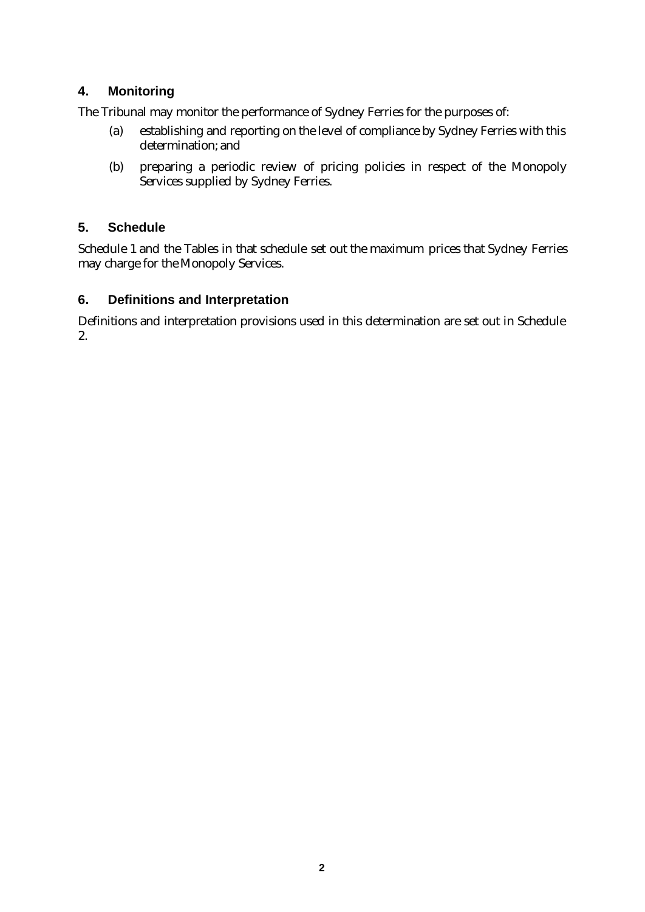## 4. Monitoring

The Tribunal may monitor the performance of Sydney Ferries for the purposes of:

(a) establishing and reporting on the level of compliance by Sydney Ferries with this determination; and

(b) preparing a periodic review of pricing policies in respect of the Monopoly Services supplied by Sydney Ferries.

## 5. Schedule

Schedule 1 and the Tables in that schedule set out the maximum prices that Sydney Ferries may charge for the Monopoly Services.

## 6. Definitions and Interpretation

Definitions and interpretation provisions used in this determination are set out in Schedule 2.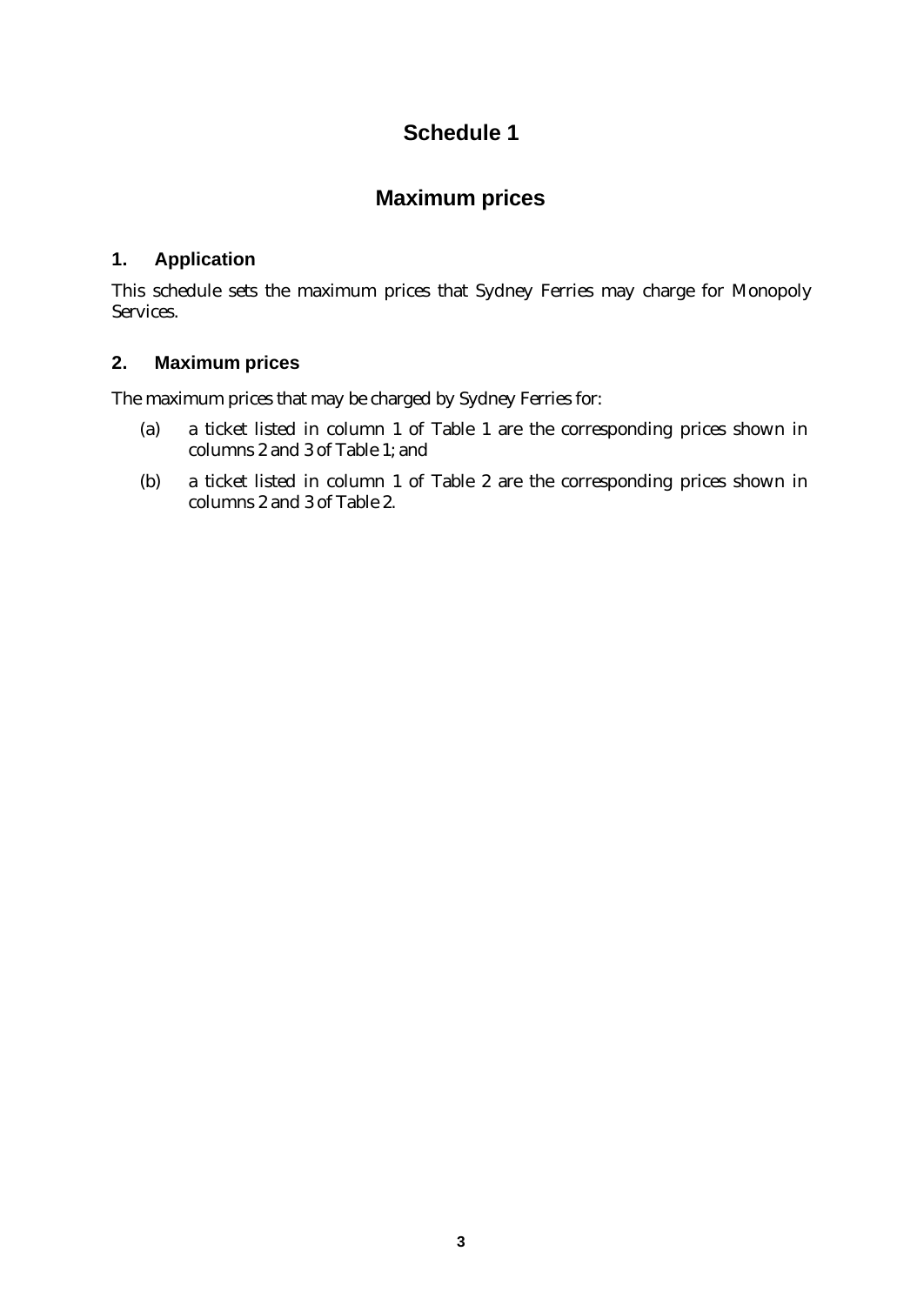# Schedule 1

## Maximum prices

### 1. Application

This schedule sets the maximum prices that Sydney Ferries may charge for Monopoly Services.

### 2. Maximum prices

The maximum prices that may be charged by Sydney Ferries for:

(a) a ticket listed in column 1 of Table 1 are the corresponding prices shown in columns 2 and 3 of Table 1; and

(b) a ticket listed in column 1 of Table 2 are the corresponding prices shown in columns 2 and 3 of Table 2.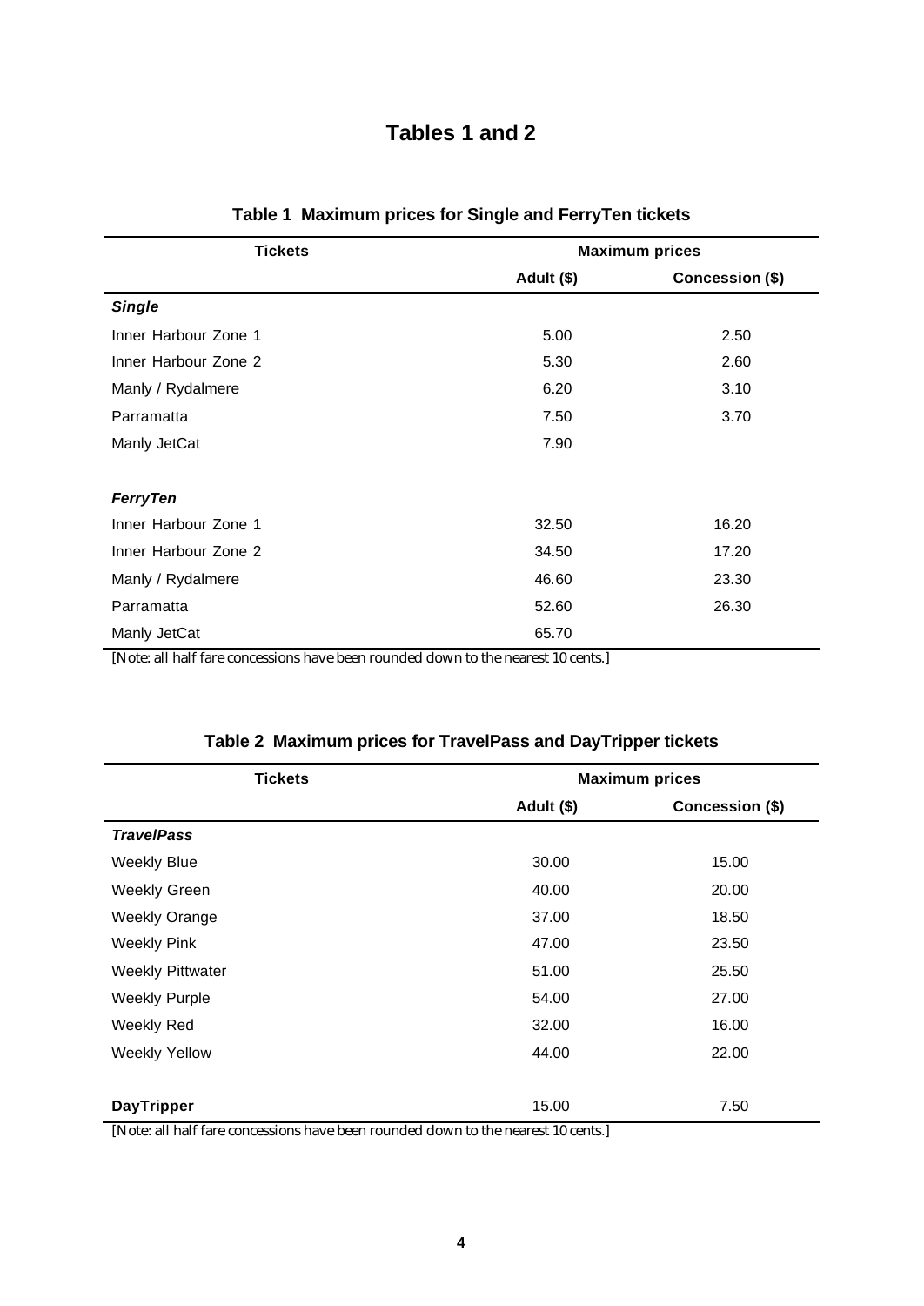# Tables 1 and 2

**Table 1 Maximum prices for Single and FerryTen tickets**

| Tickets | Maximum prices | |
|---|---|---|
| | Adult ($) | Concession ($) |
| ***Single*** | | |
| Inner Harbour Zone 1 | 5.00 | 2.50 |
| Inner Harbour Zone 2 | 5.30 | 2.60 |
| Manly / Rydalmere | 6.20 | 3.10 |
| Parramatta | 7.50 | 3.70 |
| Manly JetCat | 7.90 | |
| ***FerryTen*** | | |
| Inner Harbour Zone 1 | 32.50 | 16.20 |
| Inner Harbour Zone 2 | 34.50 | 17.20 |
| Manly / Rydalmere | 46.60 | 23.30 |
| Parramatta | 52.60 | 26.30 |
| Manly JetCat | 65.70 | |

[Note: all half fare concessions have been rounded down to the nearest 10 cents.]

**Table 2 Maximum prices for TravelPass and DayTripper tickets**

| Tickets | Maximum prices | |
|---|---|---|
| | Adult ($) | Concession ($) |
| ***TravelPass*** | | |
| Weekly Blue | 30.00 | 15.00 |
| Weekly Green | 40.00 | 20.00 |
| Weekly Orange | 37.00 | 18.50 |
| Weekly Pink | 47.00 | 23.50 |
| Weekly Pittwater | 51.00 | 25.50 |
| Weekly Purple | 54.00 | 27.00 |
| Weekly Red | 32.00 | 16.00 |
| Weekly Yellow | 44.00 | 22.00 |
| **DayTripper** | 15.00 | 7.50 |

[Note: all half fare concessions have been rounded down to the nearest 10 cents.]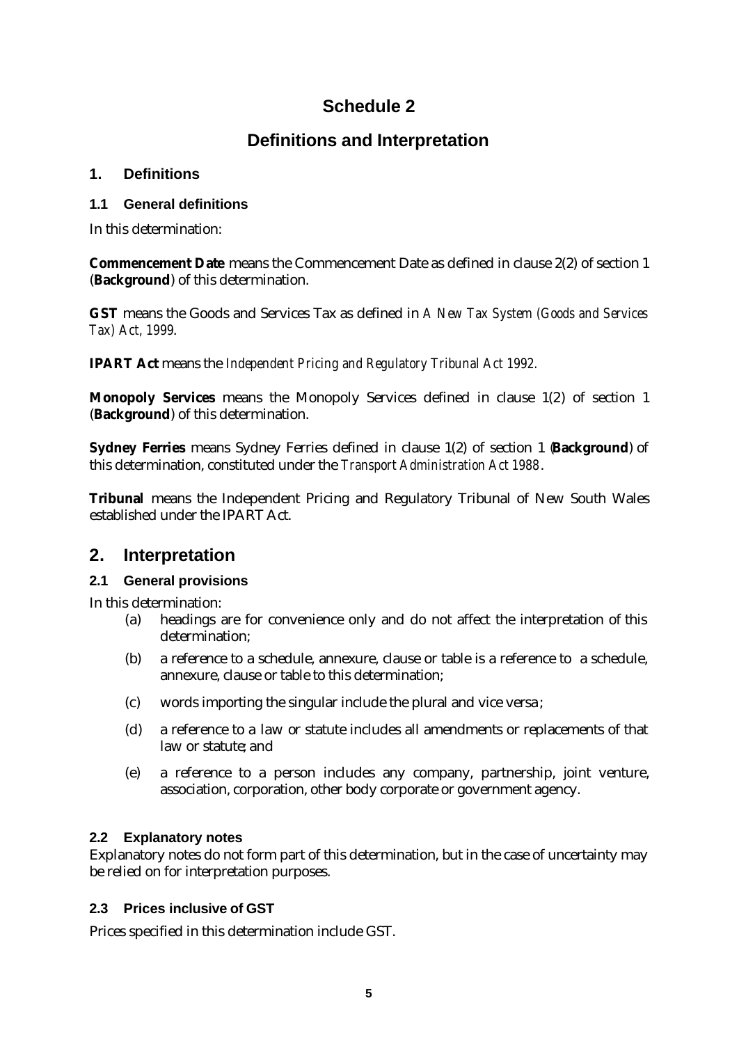# Schedule 2

# Definitions and Interpretation

## 1. Definitions

### 1.1 General definitions

In this determination:

**Commencement Date** means the Commencement Date as defined in clause 2(2) of section 1 (**Background**) of this determination.

**GST** means the Goods and Services Tax as defined in *A New Tax System (Goods and Services Tax) Act, 1999*.

**IPART Act** means the *Independent Pricing and Regulatory Tribunal Act 1992.*

**Monopoly Services** means the Monopoly Services defined in clause 1(2) of section 1 (**Background**) of this determination.

**Sydney Ferries** means Sydney Ferries defined in clause 1(2) of section 1 (**Background**) of this determination, constituted under the *Transport Administration Act 1988*.

**Tribunal** means the Independent Pricing and Regulatory Tribunal of New South Wales established under the IPART Act.

## 2. Interpretation

### 2.1 General provisions

In this determination:

(a) headings are for convenience only and do not affect the interpretation of this determination;

(b) a reference to a schedule, annexure, clause or table is a reference to a schedule, annexure, clause or table to this determination;

(c) words importing the singular include the plural and vice versa;

(d) a reference to a law or statute includes all amendments or replacements of that law or statute; and

(e) a reference to a person includes any company, partnership, joint venture, association, corporation, other body corporate or government agency.

### 2.2 Explanatory notes

Explanatory notes do not form part of this determination, but in the case of uncertainty may be relied on for interpretation purposes.

### 2.3 Prices inclusive of GST

Prices specified in this determination include GST.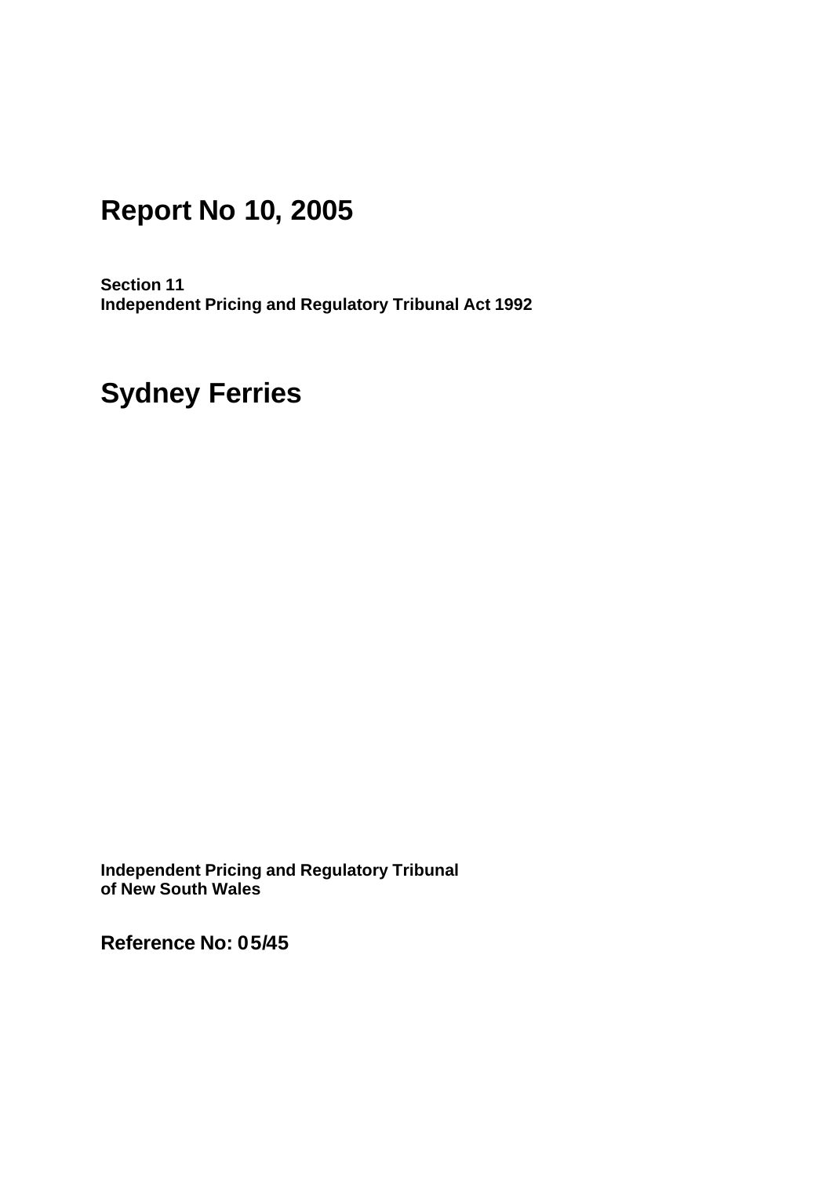# Report No 10, 2005

**Section 11**
**Independent Pricing and Regulatory Tribunal Act 1992**

# Sydney Ferries

**Independent Pricing and Regulatory Tribunal**
**of New South Wales**

**Reference No: 05/45**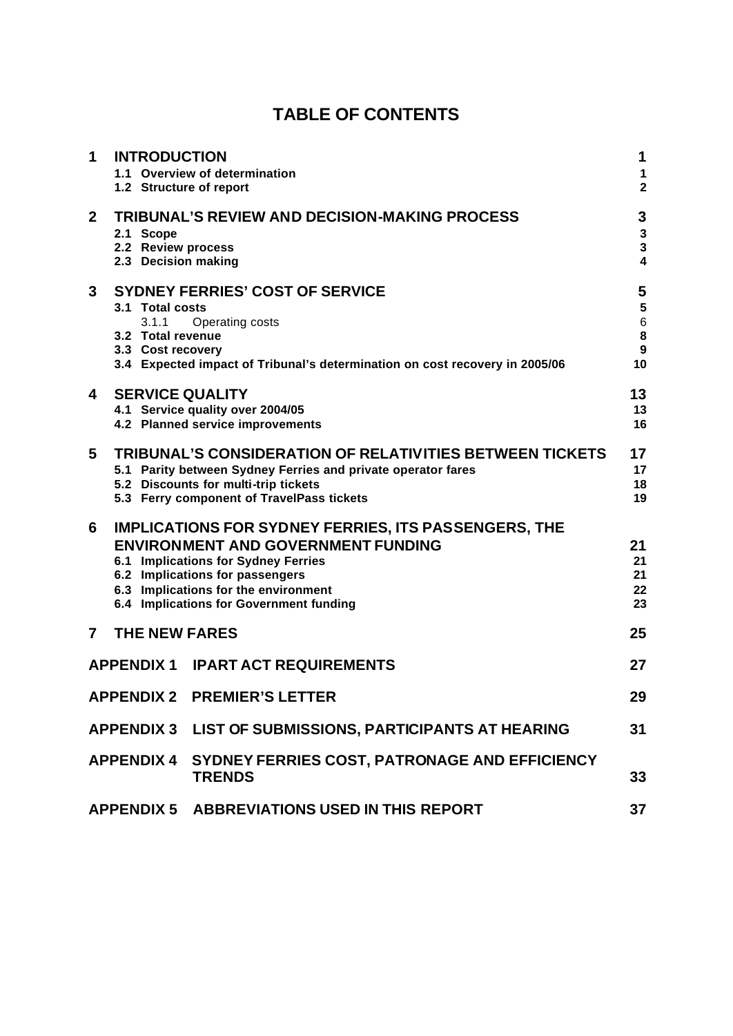# TABLE OF CONTENTS

| | | |
|---|---|---|
| **1** | **INTRODUCTION** | **1** |
| | **1.1 Overview of determination** | **1** |
| | **1.2 Structure of report** | **2** |
| **2** | **TRIBUNAL'S REVIEW AND DECISION-MAKING PROCESS** | **3** |
| | **2.1 Scope** | **3** |
| | **2.2 Review process** | **3** |
| | **2.3 Decision making** | **4** |
| **3** | **SYDNEY FERRIES' COST OF SERVICE** | **5** |
| | **3.1 Total costs** | **5** |
| | 3.1.1 Operating costs | 6 |
| | **3.2 Total revenue** | **8** |
| | **3.3 Cost recovery** | **9** |
| | **3.4 Expected impact of Tribunal's determination on cost recovery in 2005/06** | **10** |
| **4** | **SERVICE QUALITY** | **13** |
| | **4.1 Service quality over 2004/05** | **13** |
| | **4.2 Planned service improvements** | **16** |
| **5** | **TRIBUNAL'S CONSIDERATION OF RELATIVITIES BETWEEN TICKETS** | **17** |
| | **5.1 Parity between Sydney Ferries and private operator fares** | **17** |
| | **5.2 Discounts for multi-trip tickets** | **18** |
| | **5.3 Ferry component of TravelPass tickets** | **19** |
| **6** | **IMPLICATIONS FOR SYDNEY FERRIES, ITS PASSENGERS, THE ENVIRONMENT AND GOVERNMENT FUNDING** | **21** |
| | **6.1 Implications for Sydney Ferries** | **21** |
| | **6.2 Implications for passengers** | **21** |
| | **6.3 Implications for the environment** | **22** |
| | **6.4 Implications for Government funding** | **23** |
| **7** | **THE NEW FARES** | **25** |
| | **APPENDIX 1 IPART ACT REQUIREMENTS** | **27** |
| | **APPENDIX 2 PREMIER'S LETTER** | **29** |
| | **APPENDIX 3 LIST OF SUBMISSIONS, PARTICIPANTS AT HEARING** | **31** |
| | **APPENDIX 4 SYDNEY FERRIES COST, PATRONAGE AND EFFICIENCY TRENDS** | **33** |
| | **APPENDIX 5 ABBREVIATIONS USED IN THIS REPORT** | **37** |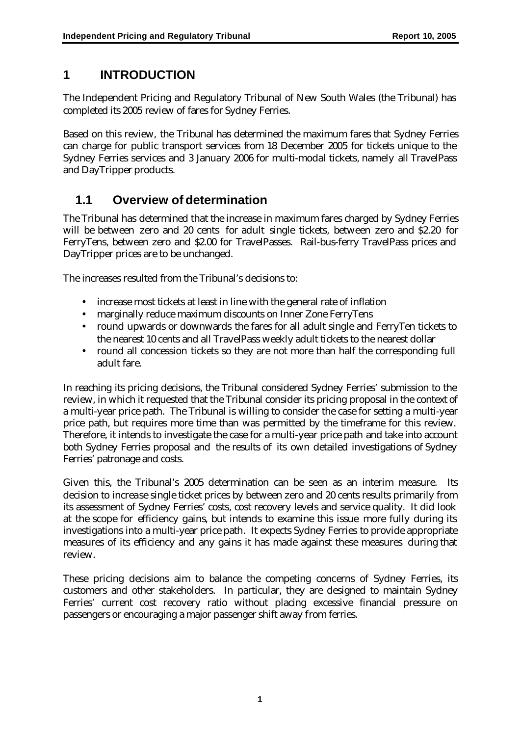# 1 INTRODUCTION

The Independent Pricing and Regulatory Tribunal of New South Wales (the Tribunal) has completed its 2005 review of fares for Sydney Ferries.

Based on this review, the Tribunal has determined the maximum fares that Sydney Ferries can charge for public transport services from 18 December 2005 for tickets unique to the Sydney Ferries services and 3 January 2006 for multi-modal tickets, namely all TravelPass and DayTripper products.

## 1.1 Overview of determination

The Tribunal has determined that the increase in maximum fares charged by Sydney Ferries will be between zero and 20 cents for adult single tickets, between zero and $2.20 for FerryTens, between zero and $2.00 for TravelPasses. Rail-bus-ferry TravelPass prices and DayTripper prices are to be unchanged.

The increases resulted from the Tribunal's decisions to:

- increase most tickets at least in line with the general rate of inflation
- marginally reduce maximum discounts on Inner Zone FerryTens
- round upwards or downwards the fares for all adult single and FerryTen tickets to the nearest 10 cents and all TravelPass weekly adult tickets to the nearest dollar
- round all concession tickets so they are not more than half the corresponding full adult fare.

In reaching its pricing decisions, the Tribunal considered Sydney Ferries' submission to the review, in which it requested that the Tribunal consider its pricing proposal in the context of a multi-year price path. The Tribunal is willing to consider the case for setting a multi-year price path, but requires more time than was permitted by the timeframe for this review. Therefore, it intends to investigate the case for a multi-year price path and take into account both Sydney Ferries proposal and the results of its own detailed investigations of Sydney Ferries' patronage and costs.

Given this, the Tribunal's 2005 determination can be seen as an interim measure. Its decision to increase single ticket prices by between zero and 20 cents results primarily from its assessment of Sydney Ferries' costs, cost recovery levels and service quality. It did look at the scope for efficiency gains, but intends to examine this issue more fully during its investigations into a multi-year price path. It expects Sydney Ferries to provide appropriate measures of its efficiency and any gains it has made against these measures during that review.

These pricing decisions aim to balance the competing concerns of Sydney Ferries, its customers and other stakeholders. In particular, they are designed to maintain Sydney Ferries' current cost recovery ratio without placing excessive financial pressure on passengers or encouraging a major passenger shift away from ferries.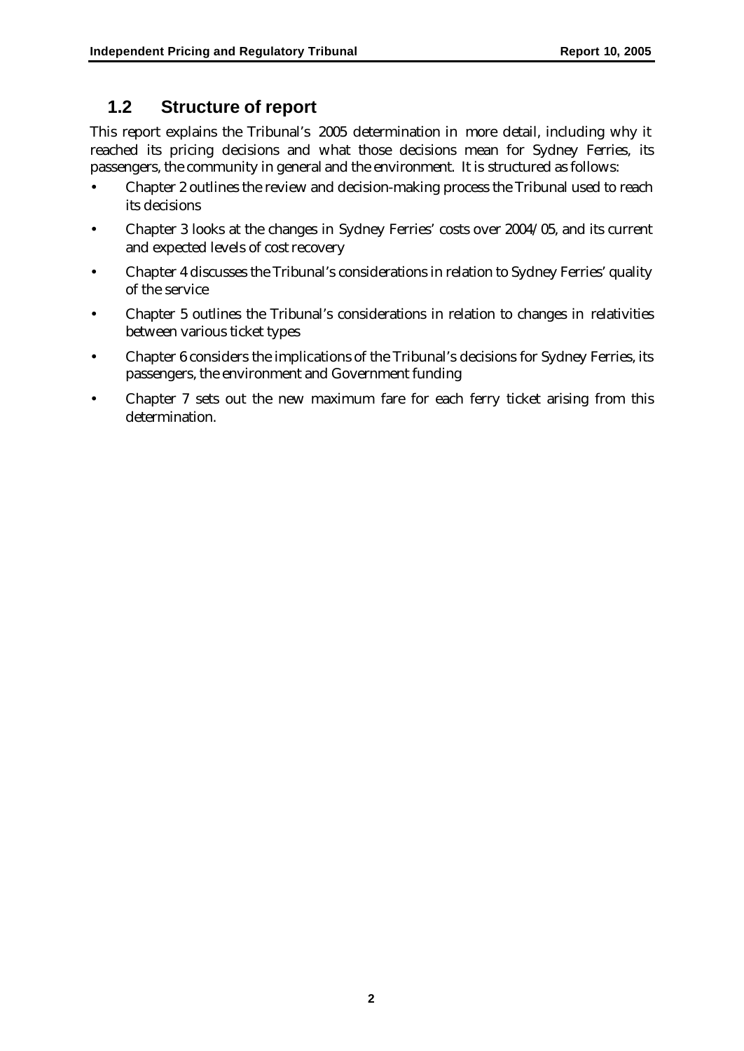## 1.2 Structure of report

This report explains the Tribunal's 2005 determination in more detail, including why it reached its pricing decisions and what those decisions mean for Sydney Ferries, its passengers, the community in general and the environment. It is structured as follows:

- Chapter 2 outlines the review and decision-making process the Tribunal used to reach its decisions
- Chapter 3 looks at the changes in Sydney Ferries' costs over 2004/05, and its current and expected levels of cost recovery
- Chapter 4 discusses the Tribunal's considerations in relation to Sydney Ferries' quality of the service
- Chapter 5 outlines the Tribunal's considerations in relation to changes in relativities between various ticket types
- Chapter 6 considers the implications of the Tribunal's decisions for Sydney Ferries, its passengers, the environment and Government funding
- Chapter 7 sets out the new maximum fare for each ferry ticket arising from this determination.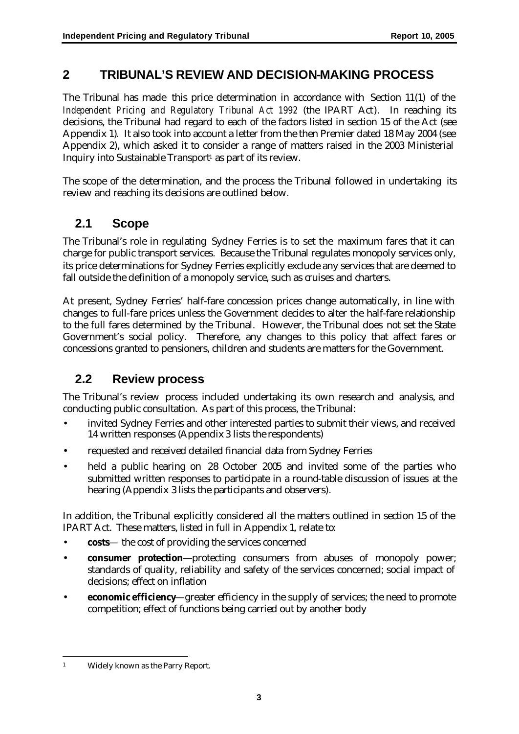# 2 TRIBUNAL'S REVIEW AND DECISION-MAKING PROCESS

The Tribunal has made this price determination in accordance with Section 11(1) of the *Independent Pricing and Regulatory Tribunal Act 1992* (the IPART Act). In reaching its decisions, the Tribunal had regard to each of the factors listed in section 15 of the Act (see Appendix 1). It also took into account a letter from the then Premier dated 18 May 2004 (see Appendix 2), which asked it to consider a range of matters raised in the 2003 Ministerial Inquiry into Sustainable Transport[1] as part of its review.

The scope of the determination, and the process the Tribunal followed in undertaking its review and reaching its decisions are outlined below.

## 2.1 Scope

The Tribunal's role in regulating Sydney Ferries is to set the maximum fares that it can charge for public transport services. Because the Tribunal regulates monopoly services only, its price determinations for Sydney Ferries explicitly exclude any services that are deemed to fall outside the definition of a monopoly service, such as cruises and charters.

At present, Sydney Ferries' half-fare concession prices change automatically, in line with changes to full-fare prices unless the Government decides to alter the half-fare relationship to the full fares determined by the Tribunal. However, the Tribunal does not set the State Government's social policy. Therefore, any changes to this policy that affect fares or concessions granted to pensioners, children and students are matters for the Government.

## 2.2 Review process

The Tribunal's review process included undertaking its own research and analysis, and conducting public consultation. As part of this process, the Tribunal:

- invited Sydney Ferries and other interested parties to submit their views, and received 14 written responses (Appendix 3 lists the respondents)
- requested and received detailed financial data from Sydney Ferries
- held a public hearing on 28 October 2005 and invited some of the parties who submitted written responses to participate in a round-table discussion of issues at the hearing (Appendix 3 lists the participants and observers).

In addition, the Tribunal explicitly considered all the matters outlined in section 15 of the IPART Act. These matters, listed in full in Appendix 1, relate to:

- **costs**— the cost of providing the services concerned
- **consumer protection**—protecting consumers from abuses of monopoly power; standards of quality, reliability and safety of the services concerned; social impact of decisions; effect on inflation
- **economic efficiency**—greater efficiency in the supply of services; the need to promote competition; effect of functions being carried out by another body

---

[1] Widely known as the Parry Report.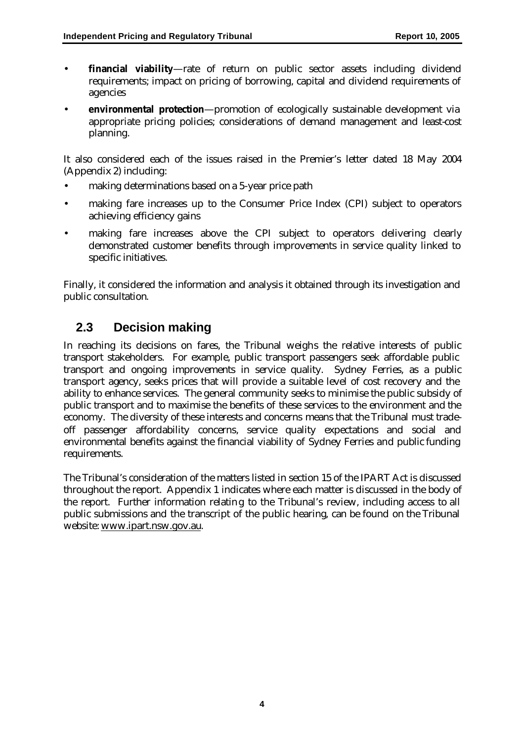- **financial viability**—rate of return on public sector assets including dividend requirements; impact on pricing of borrowing, capital and dividend requirements of agencies
- **environmental protection**—promotion of ecologically sustainable development via appropriate pricing policies; considerations of demand management and least-cost planning.

It also considered each of the issues raised in the Premier's letter dated 18 May 2004 (Appendix 2) including:

- making determinations based on a 5-year price path
- making fare increases up to the Consumer Price Index (CPI) subject to operators achieving efficiency gains
- making fare increases above the CPI subject to operators delivering clearly demonstrated customer benefits through improvements in service quality linked to specific initiatives.

Finally, it considered the information and analysis it obtained through its investigation and public consultation.

## 2.3 Decision making

In reaching its decisions on fares, the Tribunal weighs the relative interests of public transport stakeholders. For example, public transport passengers seek affordable public transport and ongoing improvements in service quality. Sydney Ferries, as a public transport agency, seeks prices that will provide a suitable level of cost recovery and the ability to enhance services. The general community seeks to minimise the public subsidy of public transport and to maximise the benefits of these services to the environment and the economy. The diversity of these interests and concerns means that the Tribunal must trade-off passenger affordability concerns, service quality expectations and social and environmental benefits against the financial viability of Sydney Ferries and public funding requirements.

The Tribunal's consideration of the matters listed in section 15 of the IPART Act is discussed throughout the report. Appendix 1 indicates where each matter is discussed in the body of the report. Further information relating to the Tribunal's review, including access to all public submissions and the transcript of the public hearing, can be found on the Tribunal website: www.ipart.nsw.gov.au.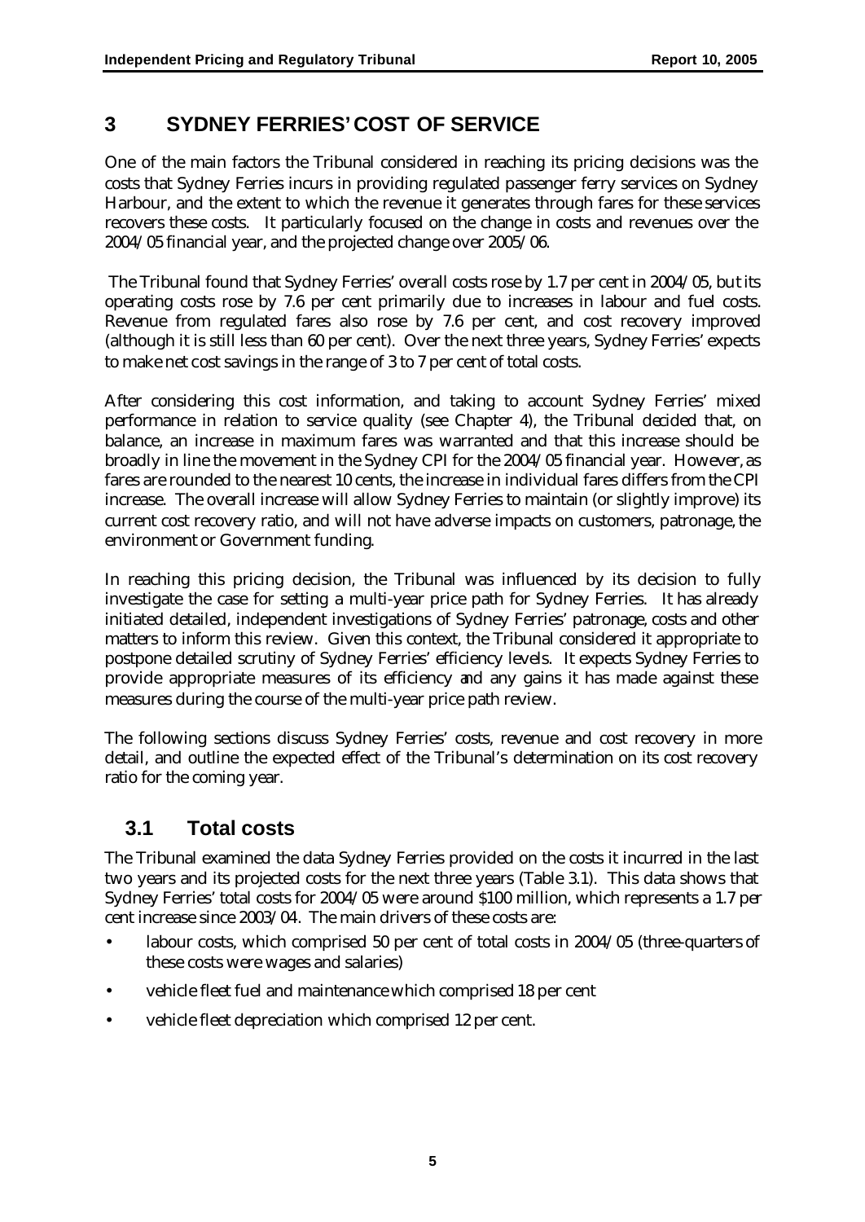# 3 SYDNEY FERRIES' COST OF SERVICE

One of the main factors the Tribunal considered in reaching its pricing decisions was the costs that Sydney Ferries incurs in providing regulated passenger ferry services on Sydney Harbour, and the extent to which the revenue it generates through fares for these services recovers these costs. It particularly focused on the change in costs and revenues over the 2004/05 financial year, and the projected change over 2005/06.

The Tribunal found that Sydney Ferries' overall costs rose by 1.7 per cent in 2004/05, but its operating costs rose by 7.6 per cent primarily due to increases in labour and fuel costs. Revenue from regulated fares also rose by 7.6 per cent, and cost recovery improved (although it is still less than 60 per cent). Over the next three years, Sydney Ferries' expects to make net cost savings in the range of 3 to 7 per cent of total costs.

After considering this cost information, and taking to account Sydney Ferries' mixed performance in relation to service quality (see Chapter 4), the Tribunal decided that, on balance, an increase in maximum fares was warranted and that this increase should be broadly in line the movement in the Sydney CPI for the 2004/05 financial year. However, as fares are rounded to the nearest 10 cents, the increase in individual fares differs from the CPI increase. The overall increase will allow Sydney Ferries to maintain (or slightly improve) its current cost recovery ratio, and will not have adverse impacts on customers, patronage, the environment or Government funding.

In reaching this pricing decision, the Tribunal was influenced by its decision to fully investigate the case for setting a multi-year price path for Sydney Ferries. It has already initiated detailed, independent investigations of Sydney Ferries' patronage, costs and other matters to inform this review. Given this context, the Tribunal considered it appropriate to postpone detailed scrutiny of Sydney Ferries' efficiency levels. It expects Sydney Ferries to provide appropriate measures of its efficiency and any gains it has made against these measures during the course of the multi-year price path review.

The following sections discuss Sydney Ferries' costs, revenue and cost recovery in more detail, and outline the expected effect of the Tribunal's determination on its cost recovery ratio for the coming year.

## 3.1 Total costs

The Tribunal examined the data Sydney Ferries provided on the costs it incurred in the last two years and its projected costs for the next three years (Table 3.1). This data shows that Sydney Ferries' total costs for 2004/05 were around $100 million, which represents a 1.7 per cent increase since 2003/04. The main drivers of these costs are:

- labour costs, which comprised 50 per cent of total costs in 2004/05 (three-quarters of these costs were wages and salaries)
- vehicle fleet fuel and maintenance which comprised 18 per cent
- vehicle fleet depreciation which comprised 12 per cent.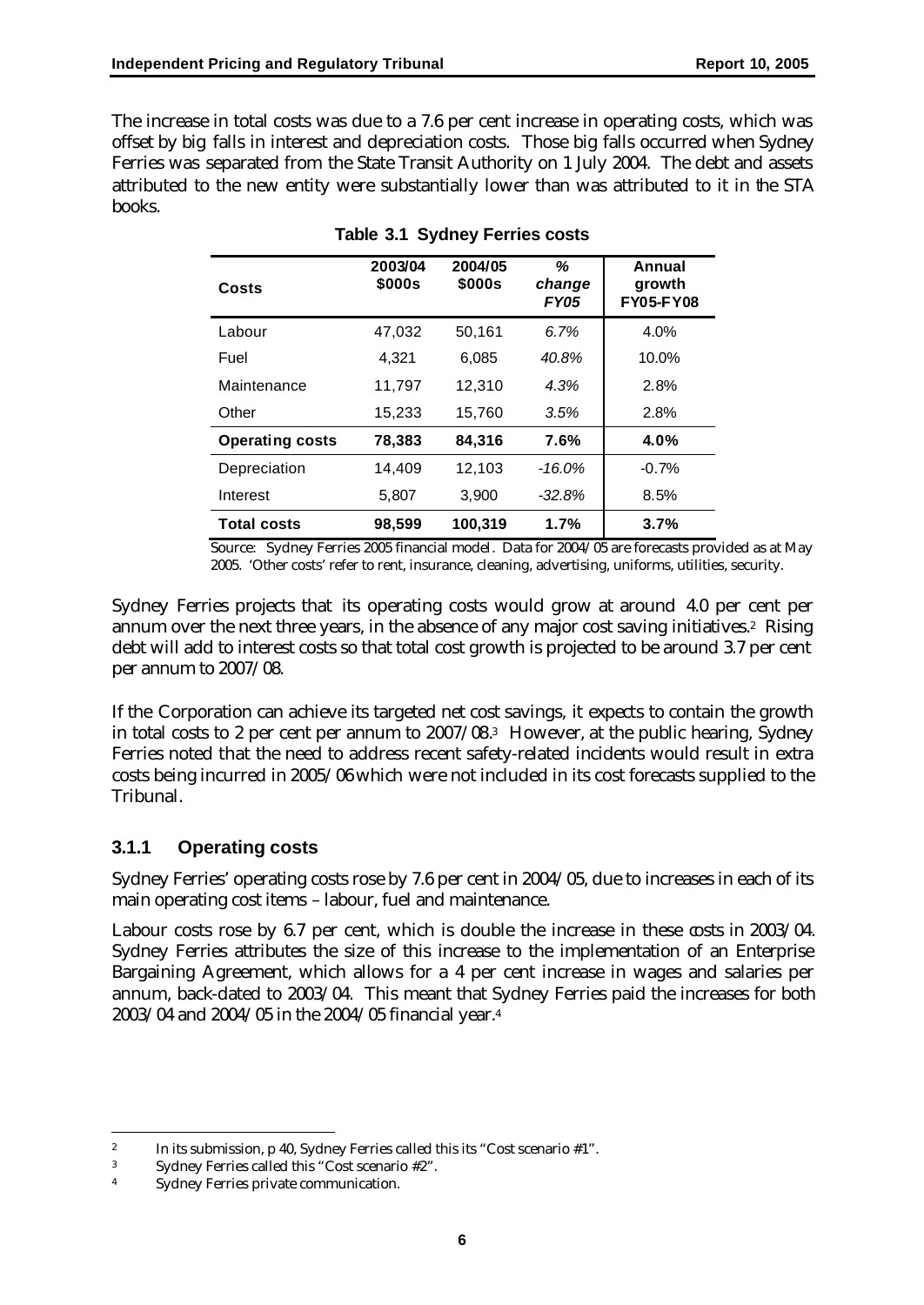The increase in total costs was due to a 7.6 per cent increase in operating costs, which was offset by big falls in interest and depreciation costs. Those big falls occurred when Sydney Ferries was separated from the State Transit Authority on 1 July 2004. The debt and assets attributed to the new entity were substantially lower than was attributed to it in the STA books.

**Table 3.1 Sydney Ferries costs**

| Costs | 2003/04 \$000s | 2004/05 \$000s | % change FY05 | Annual growth FY05-FY08 |
|---|---|---|---|---|
| Labour | 47,032 | 50,161 | *6.7%* | 4.0% |
| Fuel | 4,321 | 6,085 | *40.8%* | 10.0% |
| Maintenance | 11,797 | 12,310 | *4.3%* | 2.8% |
| Other | 15,233 | 15,760 | *3.5%* | 2.8% |
| **Operating costs** | **78,383** | **84,316** | **7.6%** | **4.0%** |
| Depreciation | 14,409 | 12,103 | *-16.0%* | -0.7% |
| Interest | 5,807 | 3,900 | *-32.8%* | 8.5% |
| **Total costs** | **98,599** | **100,319** | **1.7%** | **3.7%** |

Source: Sydney Ferries 2005 financial model. Data for 2004/05 are forecasts provided as at May 2005. 'Other costs' refer to rent, insurance, cleaning, advertising, uniforms, utilities, security.

Sydney Ferries projects that its operating costs would grow at around 4.0 per cent per annum over the next three years, in the absence of any major cost saving initiatives.[2] Rising debt will add to interest costs so that total cost growth is projected to be around 3.7 per cent per annum to 2007/08.

If the Corporation can achieve its targeted net cost savings, it expects to contain the growth in total costs to 2 per cent per annum to 2007/08.[3] However, at the public hearing, Sydney Ferries noted that the need to address recent safety-related incidents would result in extra costs being incurred in 2005/06 which were not included in its cost forecasts supplied to the Tribunal.

### 3.1.1 Operating costs

Sydney Ferries' operating costs rose by 7.6 per cent in 2004/05, due to increases in each of its main operating cost items – labour, fuel and maintenance.

Labour costs rose by 6.7 per cent, which is double the increase in these costs in 2003/04. Sydney Ferries attributes the size of this increase to the implementation of an Enterprise Bargaining Agreement, which allows for a 4 per cent increase in wages and salaries per annum, back-dated to 2003/04. This meant that Sydney Ferries paid the increases for both 2003/04 and 2004/05 in the 2004/05 financial year.[4]

---

[2] In its submission, p 40, Sydney Ferries called this its "Cost scenario #1".

[3] Sydney Ferries called this "Cost scenario #2".

[4] Sydney Ferries private communication.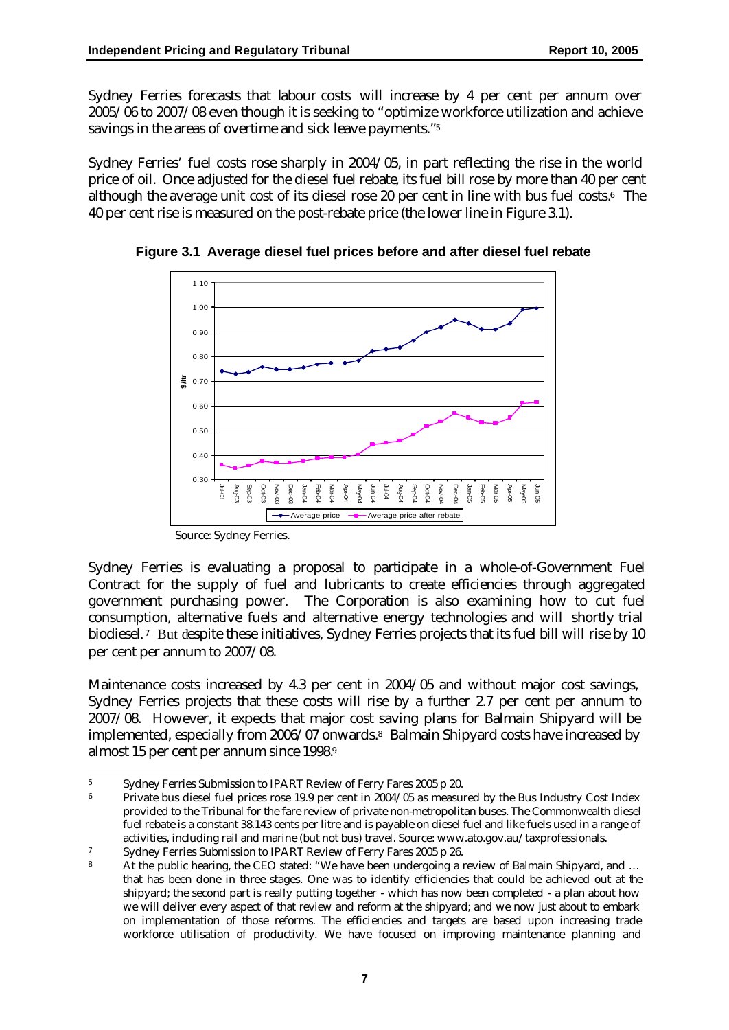Sydney Ferries forecasts that labour costs will increase by 4 per cent per annum over 2005/06 to 2007/08 even though it is seeking to "optimize workforce utilization and achieve savings in the areas of overtime and sick leave payments."[5]

Sydney Ferries' fuel costs rose sharply in 2004/05, in part reflecting the rise in the world price of oil. Once adjusted for the diesel fuel rebate, its fuel bill rose by more than 40 per cent although the average unit cost of its diesel rose 20 per cent in line with bus fuel costs.[6] The 40 per cent rise is measured on the post-rebate price (the lower line in Figure 3.1).

**Figure 3.1 Average diesel fuel prices before and after diesel fuel rebate**

Source: Sydney Ferries.

Sydney Ferries is evaluating a proposal to participate in a whole-of-Government Fuel Contract for the supply of fuel and lubricants to create efficiencies through aggregated government purchasing power. The Corporation is also examining how to cut fuel consumption, alternative fuels and alternative energy technologies and will shortly trial biodiesel.[7] But despite these initiatives, Sydney Ferries projects that its fuel bill will rise by 10 per cent per annum to 2007/08.

Maintenance costs increased by 4.3 per cent in 2004/05 and without major cost savings, Sydney Ferries projects that these costs will rise by a further 2.7 per cent per annum to 2007/08. However, it expects that major cost saving plans for Balmain Shipyard will be implemented, especially from 2006/07 onwards.[8] Balmain Shipyard costs have increased by almost 15 per cent per annum since 1998.[9]

---

5 Sydney Ferries Submission to IPART Review of Ferry Fares 2005 p 20.

6 Private bus diesel fuel prices rose 19.9 per cent in 2004/05 as measured by the Bus Industry Cost Index provided to the Tribunal for the fare review of private non-metropolitan buses. The Commonwealth diesel fuel rebate is a constant 38.143 cents per litre and is payable on diesel fuel and like fuels used in a range of activities, including rail and marine (but not bus) travel. Source: www.ato.gov.au/taxprofessionals.

7 Sydney Ferries Submission to IPART Review of Ferry Fares 2005 p 26.

8 At the public hearing, the CEO stated: "We have been undergoing a review of Balmain Shipyard, and … that has been done in three stages. One was to identify efficiencies that could be achieved out at the shipyard; the second part is really putting together - which has now been completed - a plan about how we will deliver every aspect of that review and reform at the shipyard; and we now just about to embark on implementation of those reforms. The efficiencies and targets are based upon increasing trade workforce utilisation of productivity. We have focused on improving maintenance planning and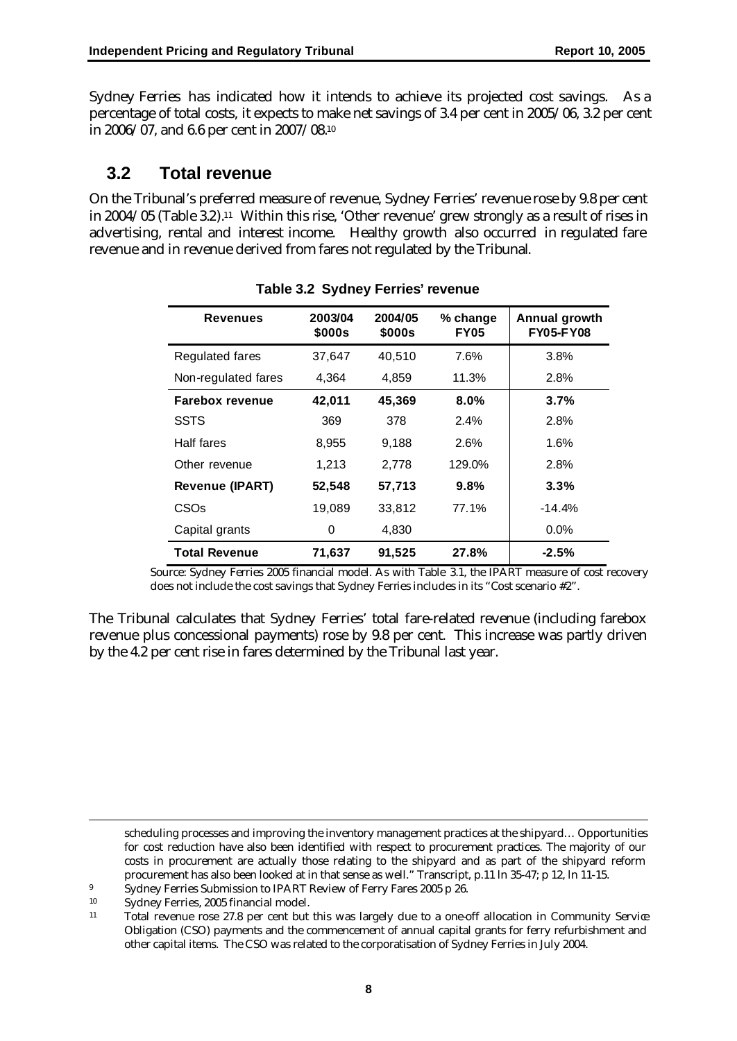Sydney Ferries has indicated how it intends to achieve its projected cost savings. As a percentage of total costs, it expects to make net savings of 3.4 per cent in 2005/06, 3.2 per cent in 2006/07, and 6.6 per cent in 2007/08.[10]

## 3.2 Total revenue

On the Tribunal's preferred measure of revenue, Sydney Ferries' revenue rose by 9.8 per cent in 2004/05 (Table 3.2).[11] Within this rise, 'Other revenue' grew strongly as a result of rises in advertising, rental and interest income. Healthy growth also occurred in regulated fare revenue and in revenue derived from fares not regulated by the Tribunal.

**Table 3.2 Sydney Ferries' revenue**

| Revenues | 2003/04 $000s | 2004/05 $000s | % change FY05 | Annual growth FY05-FY08 |
|---|---|---|---|---|
| Regulated fares | 37,647 | 40,510 | 7.6% | 3.8% |
| Non-regulated fares | 4,364 | 4,859 | 11.3% | 2.8% |
| **Farebox revenue** | **42,011** | **45,369** | **8.0%** | **3.7%** |
| SSTS | 369 | 378 | 2.4% | 2.8% |
| Half fares | 8,955 | 9,188 | 2.6% | 1.6% |
| Other revenue | 1,213 | 2,778 | 129.0% | 2.8% |
| **Revenue (IPART)** | **52,548** | **57,713** | **9.8%** | **3.3%** |
| CSOs | 19,089 | 33,812 | 77.1% | -14.4% |
| Capital grants | 0 | 4,830 | | 0.0% |
| **Total Revenue** | **71,637** | **91,525** | **27.8%** | **-2.5%** |

Source: Sydney Ferries 2005 financial model. As with Table 3.1, the IPART measure of cost recovery does not include the cost savings that Sydney Ferries includes in its "Cost scenario #2".

The Tribunal calculates that Sydney Ferries' total fare-related revenue (including farebox revenue plus concessional payments) rose by 9.8 per cent. This increase was partly driven by the 4.2 per cent rise in fares determined by the Tribunal last year.

---

scheduling processes and improving the inventory management practices at the shipyard… Opportunities for cost reduction have also been identified with respect to procurement practices. The majority of our costs in procurement are actually those relating to the shipyard and as part of the shipyard reform procurement has also been looked at in that sense as well." Transcript, p.11 ln 35-47; p 12, ln 11-15.

[9] Sydney Ferries Submission to IPART Review of Ferry Fares 2005 p 26.

[10] Sydney Ferries, 2005 financial model.

[11] Total revenue rose 27.8 per cent but this was largely due to a one-off allocation in Community Service Obligation (CSO) payments and the commencement of annual capital grants for ferry refurbishment and other capital items. The CSO was related to the corporatisation of Sydney Ferries in July 2004.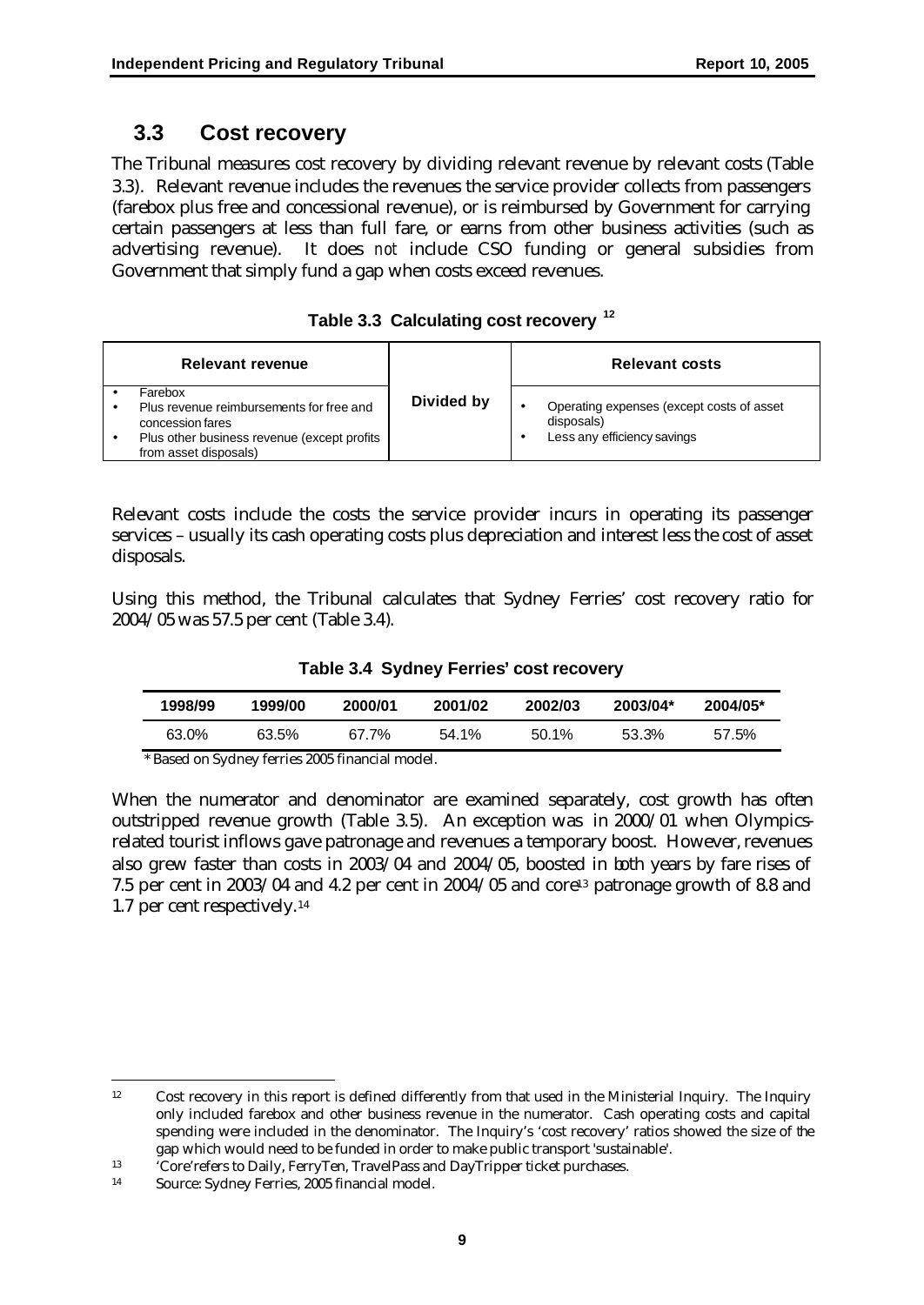## 3.3 Cost recovery

The Tribunal measures cost recovery by dividing relevant revenue by relevant costs (Table 3.3). Relevant revenue includes the revenues the service provider collects from passengers (farebox plus free and concessional revenue), or is reimbursed by Government for carrying certain passengers at less than full fare, or earns from other business activities (such as advertising revenue). It does *not* include CSO funding or general subsidies from Government that simply fund a gap when costs exceed revenues.

**Table 3.3 Calculating cost recovery [12]**

| Relevant revenue | | Relevant costs |
|---|---|---|
| • Farebox<br>• Plus revenue reimbursements for free and concession fares<br>• Plus other business revenue (except profits from asset disposals) | **Divided by** | • Operating expenses (except costs of asset disposals)<br>• Less any efficiency savings |

Relevant costs include the costs the service provider incurs in operating its passenger services – usually its cash operating costs plus depreciation and interest less the cost of asset disposals.

Using this method, the Tribunal calculates that Sydney Ferries' cost recovery ratio for 2004/05 was 57.5 per cent (Table 3.4).

**Table 3.4 Sydney Ferries' cost recovery**

| 1998/99 | 1999/00 | 2000/01 | 2001/02 | 2002/03 | 2003/04* | 2004/05* |
|---|---|---|---|---|---|---|
| 63.0% | 63.5% | 67.7% | 54.1% | 50.1% | 53.3% | 57.5% |

\* Based on Sydney ferries 2005 financial model.

When the numerator and denominator are examined separately, cost growth has often outstripped revenue growth (Table 3.5). An exception was in 2000/01 when Olympics-related tourist inflows gave patronage and revenues a temporary boost. However, revenues also grew faster than costs in 2003/04 and 2004/05, boosted in both years by fare rises of 7.5 per cent in 2003/04 and 4.2 per cent in 2004/05 and core[13] patronage growth of 8.8 and 1.7 per cent respectively.[14]

---

[12] Cost recovery in this report is defined differently from that used in the Ministerial Inquiry. The Inquiry only included farebox and other business revenue in the numerator. Cash operating costs and capital spending were included in the denominator. The Inquiry's 'cost recovery' ratios showed the size of the gap which would need to be funded in order to make public transport 'sustainable'.

[13] 'Core' refers to Daily, FerryTen, TravelPass and DayTripper ticket purchases.

[14] Source: Sydney Ferries, 2005 financial model.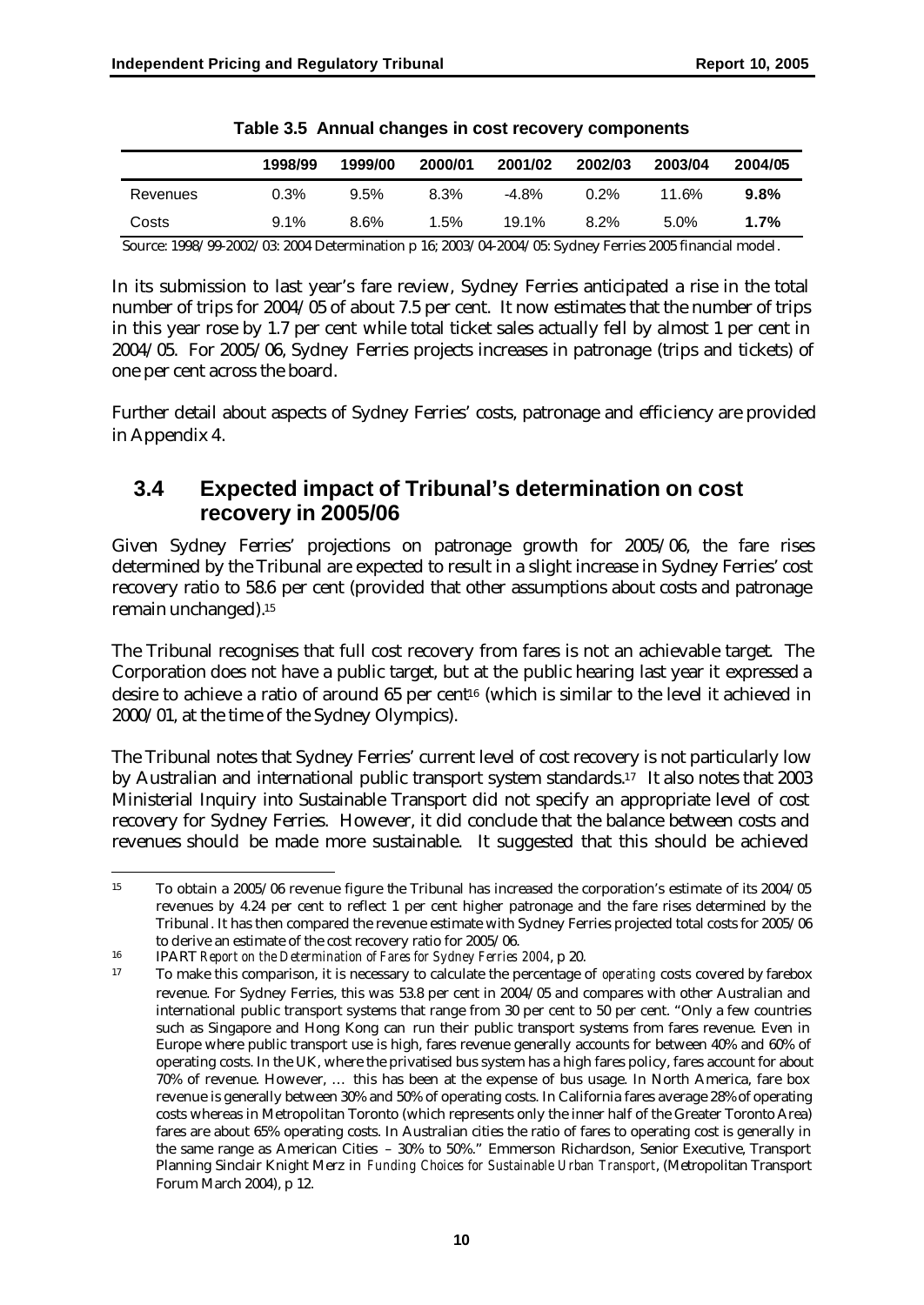**Table 3.5 Annual changes in cost recovery components**

| | 1998/99 | 1999/00 | 2000/01 | 2001/02 | 2002/03 | 2003/04 | 2004/05 |
|---|---|---|---|---|---|---|---|
| Revenues | 0.3% | 9.5% | 8.3% | -4.8% | 0.2% | 11.6% | **9.8%** |
| Costs | 9.1% | 8.6% | 1.5% | 19.1% | 8.2% | 5.0% | **1.7%** |

Source: 1998/99-2002/03: 2004 Determination p 16; 2003/04-2004/05: Sydney Ferries 2005 financial model.

In its submission to last year's fare review, Sydney Ferries anticipated a rise in the total number of trips for 2004/05 of about 7.5 per cent. It now estimates that the number of trips in this year rose by 1.7 per cent while total ticket sales actually fell by almost 1 per cent in 2004/05. For 2005/06, Sydney Ferries projects increases in patronage (trips and tickets) of one per cent across the board.

Further detail about aspects of Sydney Ferries' costs, patronage and efficiency are provided in Appendix 4.

## 3.4 Expected impact of Tribunal's determination on cost recovery in 2005/06

Given Sydney Ferries' projections on patronage growth for 2005/06, the fare rises determined by the Tribunal are expected to result in a slight increase in Sydney Ferries' cost recovery ratio to 58.6 per cent (provided that other assumptions about costs and patronage remain unchanged).[15]

The Tribunal recognises that full cost recovery from fares is not an achievable target. The Corporation does not have a public target, but at the public hearing last year it expressed a desire to achieve a ratio of around 65 per cent[16] (which is similar to the level it achieved in 2000/01, at the time of the Sydney Olympics).

The Tribunal notes that Sydney Ferries' current level of cost recovery is not particularly low by Australian and international public transport system standards.[17] It also notes that 2003 Ministerial Inquiry into Sustainable Transport did not specify an appropriate level of cost recovery for Sydney Ferries. However, it did conclude that the balance between costs and revenues should be made more sustainable. It suggested that this should be achieved

---

[15] To obtain a 2005/06 revenue figure the Tribunal has increased the corporation's estimate of its 2004/05 revenues by 4.24 per cent to reflect 1 per cent higher patronage and the fare rises determined by the Tribunal. It has then compared the revenue estimate with Sydney Ferries projected total costs for 2005/06 to derive an estimate of the cost recovery ratio for 2005/06.

[16] IPART *Report on the Determination of Fares for Sydney Ferries 2004*, p 20.

[17] To make this comparison, it is necessary to calculate the percentage of *operating* costs covered by farebox revenue. For Sydney Ferries, this was 53.8 per cent in 2004/05 and compares with other Australian and international public transport systems that range from 30 per cent to 50 per cent. "Only a few countries such as Singapore and Hong Kong can run their public transport systems from fares revenue. Even in Europe where public transport use is high, fares revenue generally accounts for between 40% and 60% of operating costs. In the UK, where the privatised bus system has a high fares policy, fares account for about 70% of revenue. However, … this has been at the expense of bus usage. In North America, fare box revenue is generally between 30% and 50% of operating costs. In California fares average 28% of operating costs whereas in Metropolitan Toronto (which represents only the inner half of the Greater Toronto Area) fares are about 65% operating costs. In Australian cities the ratio of fares to operating cost is generally in the same range as American Cities – 30% to 50%." Emmerson Richardson, Senior Executive, Transport Planning Sinclair Knight Merz in *Funding Choices for Sustainable Urban Transport*, (Metropolitan Transport Forum March 2004), p 12.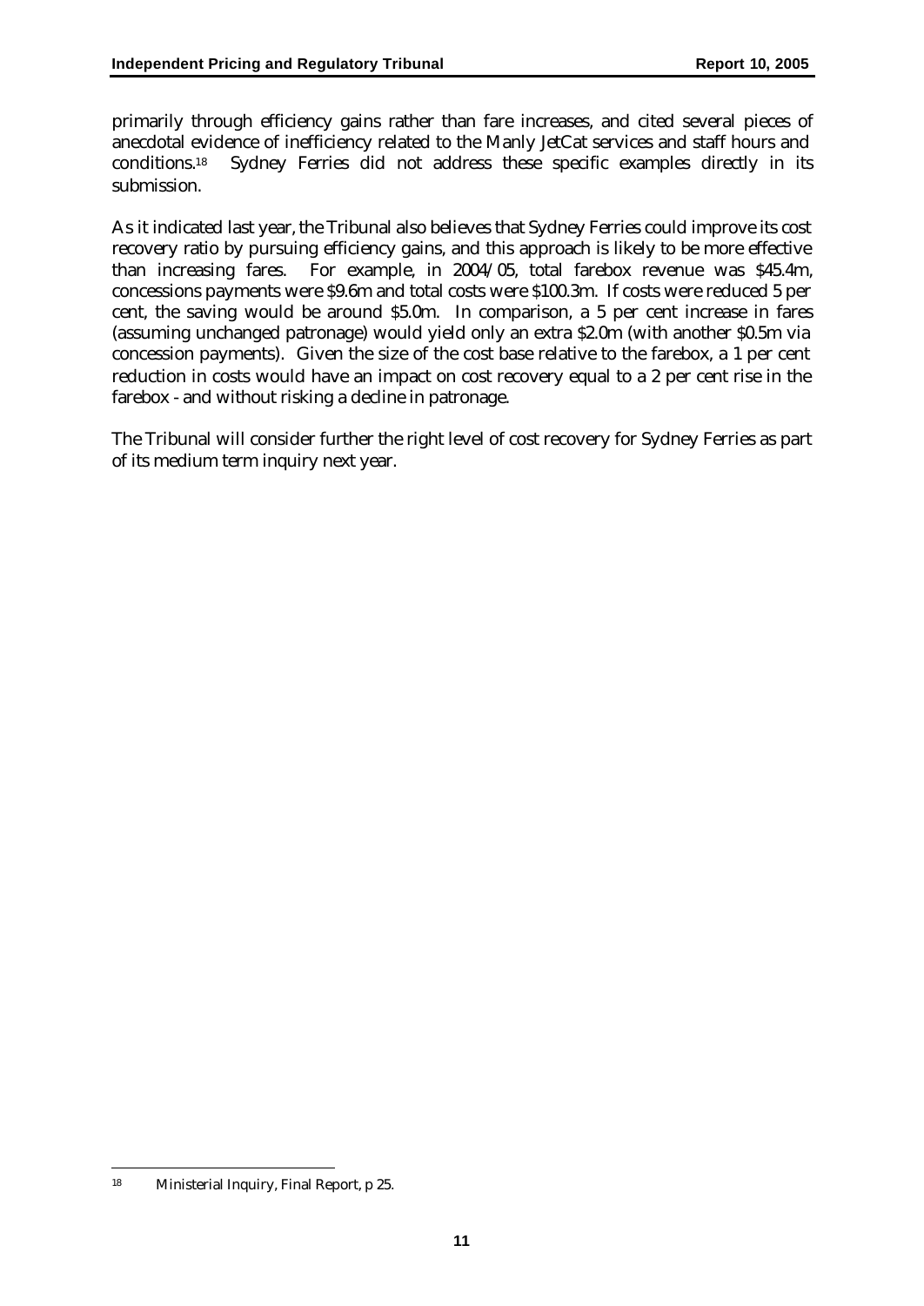primarily through efficiency gains rather than fare increases, and cited several pieces of anecdotal evidence of inefficiency related to the Manly JetCat services and staff hours and conditions.[18] Sydney Ferries did not address these specific examples directly in its submission.

As it indicated last year, the Tribunal also believes that Sydney Ferries could improve its cost recovery ratio by pursuing efficiency gains, and this approach is likely to be more effective than increasing fares. For example, in 2004/05, total farebox revenue was $45.4m, concessions payments were $9.6m and total costs were $100.3m. If costs were reduced 5 per cent, the saving would be around $5.0m. In comparison, a 5 per cent increase in fares (assuming unchanged patronage) would yield only an extra $2.0m (with another $0.5m via concession payments). Given the size of the cost base relative to the farebox, a 1 per cent reduction in costs would have an impact on cost recovery equal to a 2 per cent rise in the farebox - and without risking a decline in patronage.

The Tribunal will consider further the right level of cost recovery for Sydney Ferries as part of its medium term inquiry next year.

---

[18] Ministerial Inquiry, Final Report, p 25.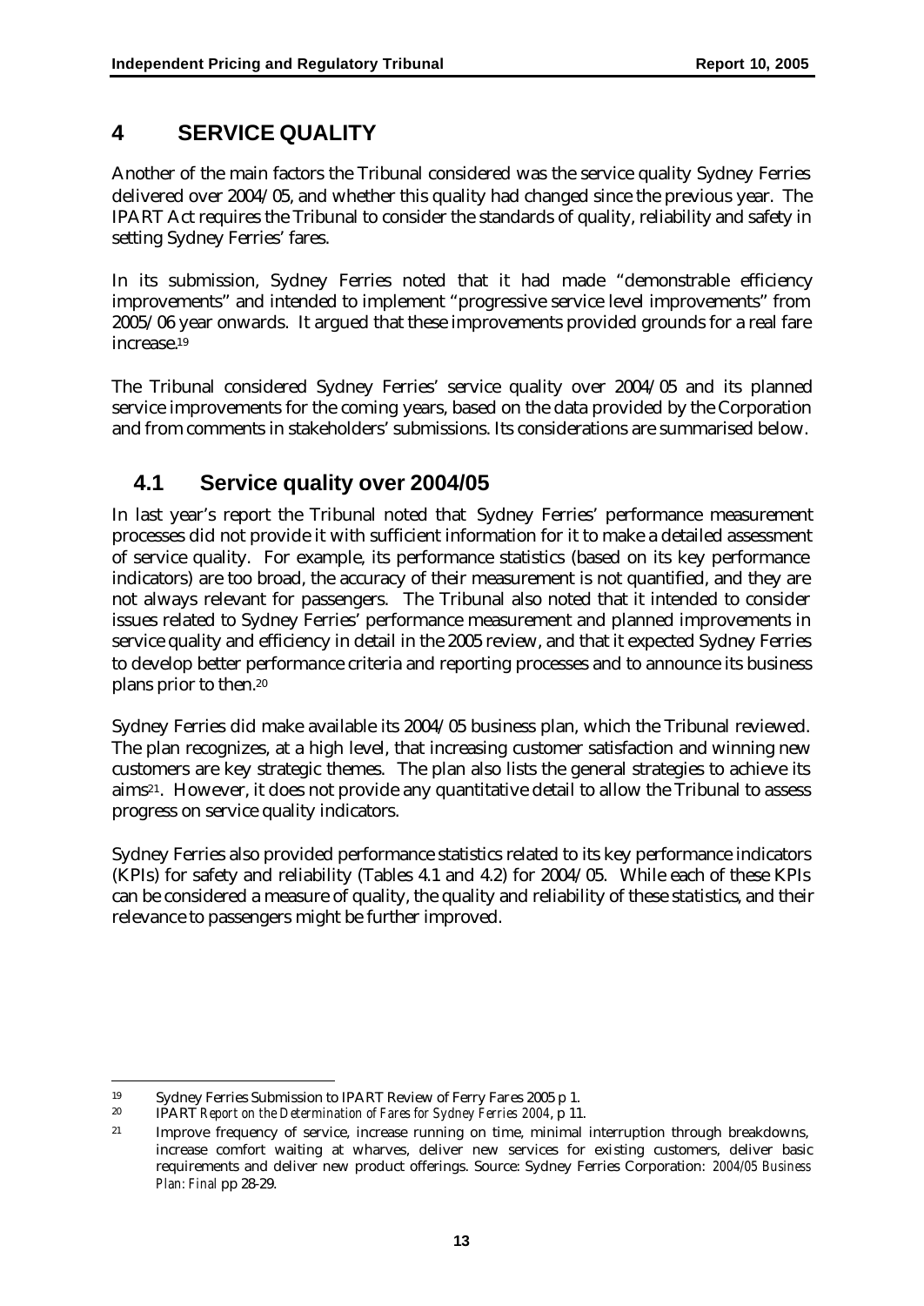# 4 SERVICE QUALITY

Another of the main factors the Tribunal considered was the service quality Sydney Ferries delivered over 2004/05, and whether this quality had changed since the previous year. The IPART Act requires the Tribunal to consider the standards of quality, reliability and safety in setting Sydney Ferries' fares.

In its submission, Sydney Ferries noted that it had made "demonstrable efficiency improvements" and intended to implement "progressive service level improvements" from 2005/06 year onwards. It argued that these improvements provided grounds for a real fare increase.[19]

The Tribunal considered Sydney Ferries' service quality over 2004/05 and its planned service improvements for the coming years, based on the data provided by the Corporation and from comments in stakeholders' submissions. Its considerations are summarised below.

## 4.1 Service quality over 2004/05

In last year's report the Tribunal noted that Sydney Ferries' performance measurement processes did not provide it with sufficient information for it to make a detailed assessment of service quality. For example, its performance statistics (based on its key performance indicators) are too broad, the accuracy of their measurement is not quantified, and they are not always relevant for passengers. The Tribunal also noted that it intended to consider issues related to Sydney Ferries' performance measurement and planned improvements in service quality and efficiency in detail in the 2005 review, and that it expected Sydney Ferries to develop better performance criteria and reporting processes and to announce its business plans prior to then.[20]

Sydney Ferries did make available its 2004/05 business plan, which the Tribunal reviewed. The plan recognizes, at a high level, that increasing customer satisfaction and winning new customers are key strategic themes. The plan also lists the general strategies to achieve its aims[21]. However, it does not provide any quantitative detail to allow the Tribunal to assess progress on service quality indicators.

Sydney Ferries also provided performance statistics related to its key performance indicators (KPIs) for safety and reliability (Tables 4.1 and 4.2) for 2004/05. While each of these KPIs can be considered a measure of quality, the quality and reliability of these statistics, and their relevance to passengers might be further improved.

---

[19] Sydney Ferries Submission to IPART Review of Ferry Fares 2005 p 1.

[20] IPART *Report on the Determination of Fares for Sydney Ferries 2004*, p 11.

[21] Improve frequency of service, increase running on time, minimal interruption through breakdowns, increase comfort waiting at wharves, deliver new services for existing customers, deliver basic requirements and deliver new product offerings. Source: Sydney Ferries Corporation: *2004/05 Business Plan: Final* pp 28-29.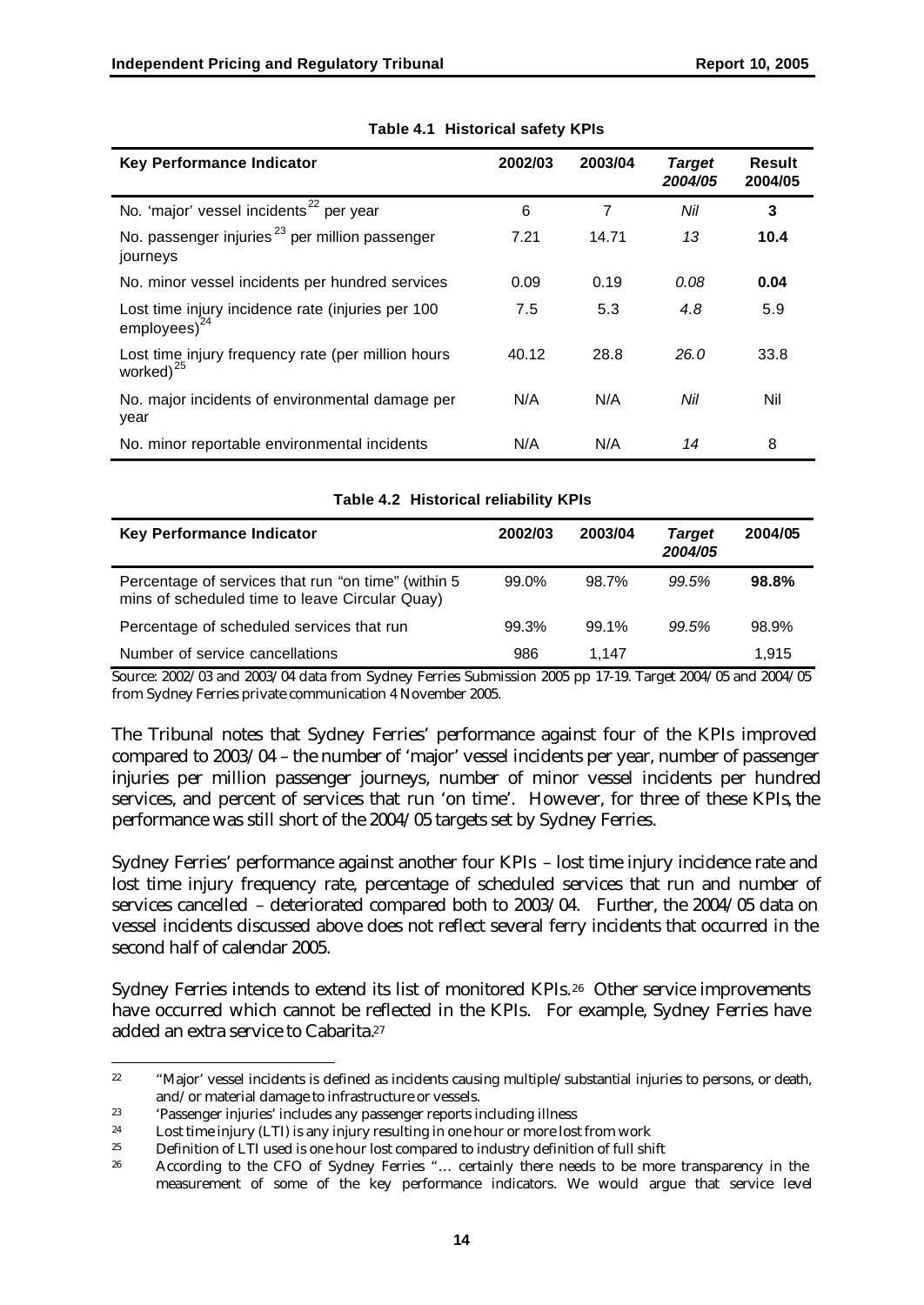**Table 4.1 Historical safety KPIs**

| Key Performance Indicator | 2002/03 | 2003/04 | *Target 2004/05* | Result 2004/05 |
|---|---|---|---|---|
| No. 'major' vessel incidents[22] per year | 6 | 7 | *Nil* | **3** |
| No. passenger injuries[23] per million passenger journeys | 7.21 | 14.71 | *13* | **10.4** |
| No. minor vessel incidents per hundred services | 0.09 | 0.19 | *0.08* | **0.04** |
| Lost time injury incidence rate (injuries per 100 employees)[24] | 7.5 | 5.3 | *4.8* | 5.9 |
| Lost time injury frequency rate (per million hours worked)[25] | 40.12 | 28.8 | *26.0* | 33.8 |
| No. major incidents of environmental damage per year | N/A | N/A | *Nil* | Nil |
| No. minor reportable environmental incidents | N/A | N/A | *14* | 8 |

**Table 4.2 Historical reliability KPIs**

| Key Performance Indicator | 2002/03 | 2003/04 | *Target 2004/05* | 2004/05 |
|---|---|---|---|---|
| Percentage of services that run "on time" (within 5 mins of scheduled time to leave Circular Quay) | 99.0% | 98.7% | *99.5%* | **98.8%** |
| Percentage of scheduled services that run | 99.3% | 99.1% | *99.5%* | 98.9% |
| Number of service cancellations | 986 | 1,147 | | 1,915 |

Source: 2002/03 and 2003/04 data from Sydney Ferries Submission 2005 pp 17-19. Target 2004/05 and 2004/05 from Sydney Ferries private communication 4 November 2005.

The Tribunal notes that Sydney Ferries' performance against four of the KPIs improved compared to 2003/04 – the number of 'major' vessel incidents per year, number of passenger injuries per million passenger journeys, number of minor vessel incidents per hundred services, and percent of services that run 'on time'. However, for three of these KPIs, the performance was still short of the 2004/05 targets set by Sydney Ferries.

Sydney Ferries' performance against another four KPIs – lost time injury incidence rate and lost time injury frequency rate, percentage of scheduled services that run and number of services cancelled – deteriorated compared both to 2003/04. Further, the 2004/05 data on vessel incidents discussed above does not reflect several ferry incidents that occurred in the second half of calendar 2005.

Sydney Ferries intends to extend its list of monitored KPIs.[26] Other service improvements have occurred which cannot be reflected in the KPIs. For example, Sydney Ferries have added an extra service to Cabarita.[27]

---

[22] "Major' vessel incidents is defined as incidents causing multiple/substantial injuries to persons, or death, and/or material damage to infrastructure or vessels.

[23] 'Passenger injuries' includes any passenger reports including illness

[24] Lost time injury (LTI) is any injury resulting in one hour or more lost from work

[25] Definition of LTI used is one hour lost compared to industry definition of full shift

[26] According to the CFO of Sydney Ferries "… certainly there needs to be more transparency in the measurement of some of the key performance indicators. We would argue that service level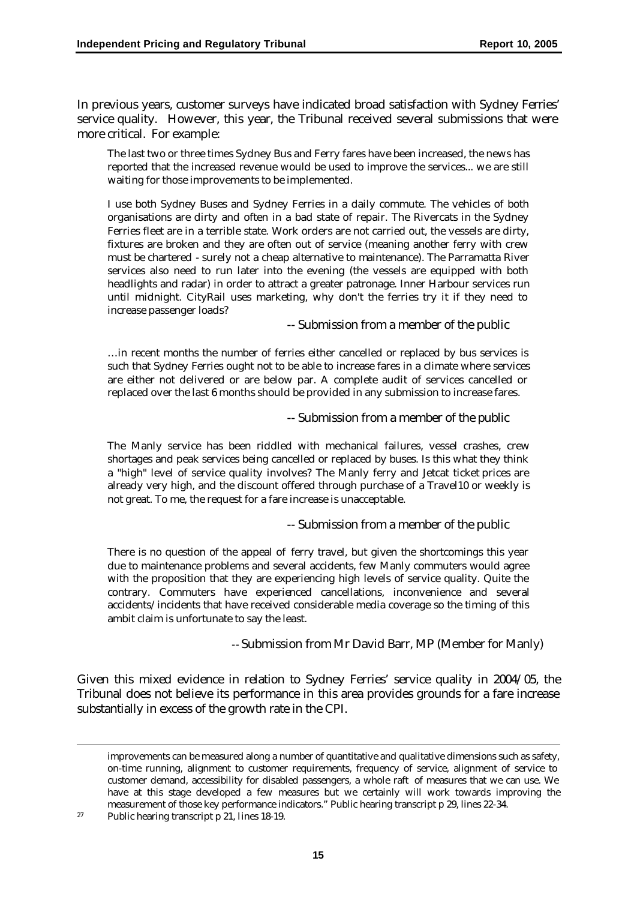In previous years, customer surveys have indicated broad satisfaction with Sydney Ferries' service quality. However, this year, the Tribunal received several submissions that were more critical. For example:

> The last two or three times Sydney Bus and Ferry fares have been increased, the news has reported that the increased revenue would be used to improve the services... we are still waiting for those improvements to be implemented.
>
> I use both Sydney Buses and Sydney Ferries in a daily commute. The vehicles of both organisations are dirty and often in a bad state of repair. The Rivercats in the Sydney Ferries fleet are in a terrible state. Work orders are not carried out, the vessels are dirty, fixtures are broken and they are often out of service (meaning another ferry with crew must be chartered - surely not a cheap alternative to maintenance). The Parramatta River services also need to run later into the evening (the vessels are equipped with both headlights and radar) in order to attract a greater patronage. Inner Harbour services run until midnight. CityRail uses marketing, why don't the ferries try it if they need to increase passenger loads?
>
> -- Submission from a member of the public

> …in recent months the number of ferries either cancelled or replaced by bus services is such that Sydney Ferries ought not to be able to increase fares in a climate where services are either not delivered or are below par. A complete audit of services cancelled or replaced over the last 6 months should be provided in any submission to increase fares.
>
> -- Submission from a member of the public

> The Manly service has been riddled with mechanical failures, vessel crashes, crew shortages and peak services being cancelled or replaced by buses. Is this what they think a "high" level of service quality involves? The Manly ferry and Jetcat ticket prices are already very high, and the discount offered through purchase of a Travel10 or weekly is not great. To me, the request for a fare increase is unacceptable.
>
> -- Submission from a member of the public

> There is no question of the appeal of ferry travel, but given the shortcomings this year due to maintenance problems and several accidents, few Manly commuters would agree with the proposition that they are experiencing high levels of service quality. Quite the contrary. Commuters have experienced cancellations, inconvenience and several accidents/incidents that have received considerable media coverage so the timing of this ambit claim is unfortunate to say the least.
>
> -- Submission from Mr David Barr, MP (Member for Manly)

Given this mixed evidence in relation to Sydney Ferries' service quality in 2004/05, the Tribunal does not believe its performance in this area provides grounds for a fare increase substantially in excess of the growth rate in the CPI.

---

improvements can be measured along a number of quantitative and qualitative dimensions such as safety, on-time running, alignment to customer requirements, frequency of service, alignment of service to customer demand, accessibility for disabled passengers, a whole raft of measures that we can use. We have at this stage developed a few measures but we certainly will work towards improving the measurement of those key performance indicators." Public hearing transcript p 29, lines 22-34.

[27] Public hearing transcript p 21, lines 18-19.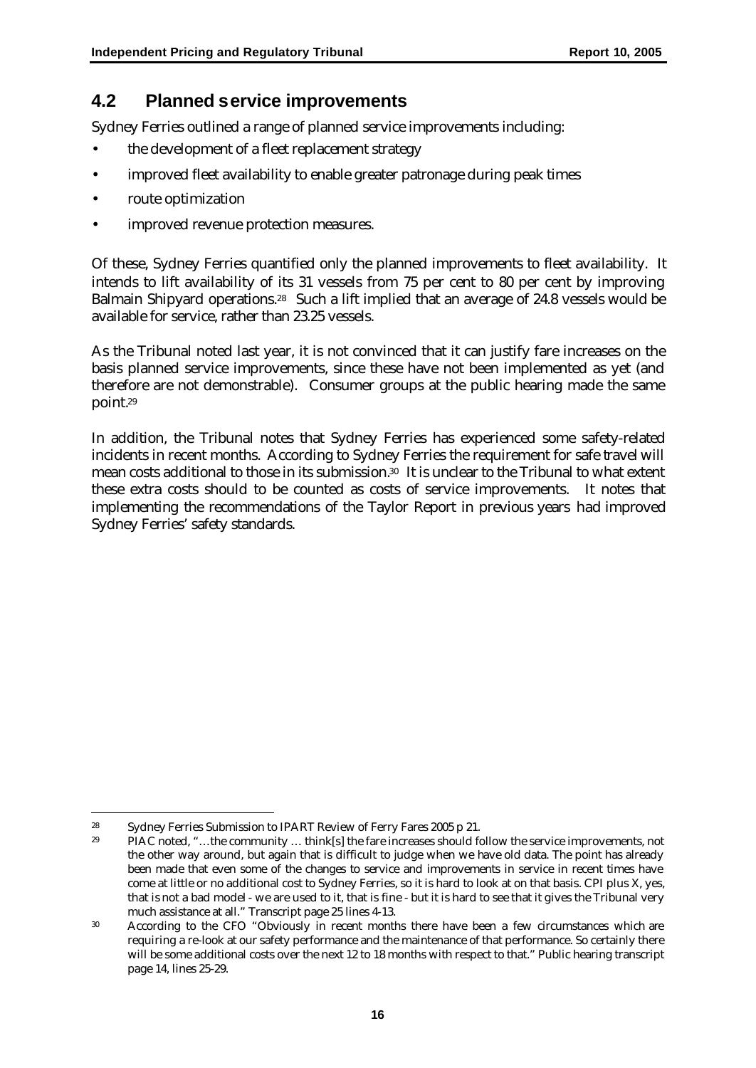## 4.2 Planned service improvements

Sydney Ferries outlined a range of planned service improvements including:

- the development of a fleet replacement strategy
- improved fleet availability to enable greater patronage during peak times
- route optimization
- improved revenue protection measures.

Of these, Sydney Ferries quantified only the planned improvements to fleet availability. It intends to lift availability of its 31 vessels from 75 per cent to 80 per cent by improving Balmain Shipyard operations.[28] Such a lift implied that an average of 24.8 vessels would be available for service, rather than 23.25 vessels.

As the Tribunal noted last year, it is not convinced that it can justify fare increases on the basis planned service improvements, since these have not been implemented as yet (and therefore are not demonstrable). Consumer groups at the public hearing made the same point.[29]

In addition, the Tribunal notes that Sydney Ferries has experienced some safety-related incidents in recent months. According to Sydney Ferries the requirement for safe travel will mean costs additional to those in its submission.[30] It is unclear to the Tribunal to what extent these extra costs should to be counted as costs of service improvements. It notes that implementing the recommendations of the Taylor Report in previous years had improved Sydney Ferries' safety standards.

---

[28] Sydney Ferries Submission to IPART Review of Ferry Fares 2005 p 21.

[29] PIAC noted, "…the community … think[s] the fare increases should follow the service improvements, not the other way around, but again that is difficult to judge when we have old data. The point has already been made that even some of the changes to service and improvements in service in recent times have come at little or no additional cost to Sydney Ferries, so it is hard to look at on that basis. CPI plus X, yes, that is not a bad model - we are used to it, that is fine - but it is hard to see that it gives the Tribunal very much assistance at all." Transcript page 25 lines 4-13.

[30] According to the CFO "Obviously in recent months there have been a few circumstances which are requiring a re-look at our safety performance and the maintenance of that performance. So certainly there will be some additional costs over the next 12 to 18 months with respect to that." Public hearing transcript page 14, lines 25-29.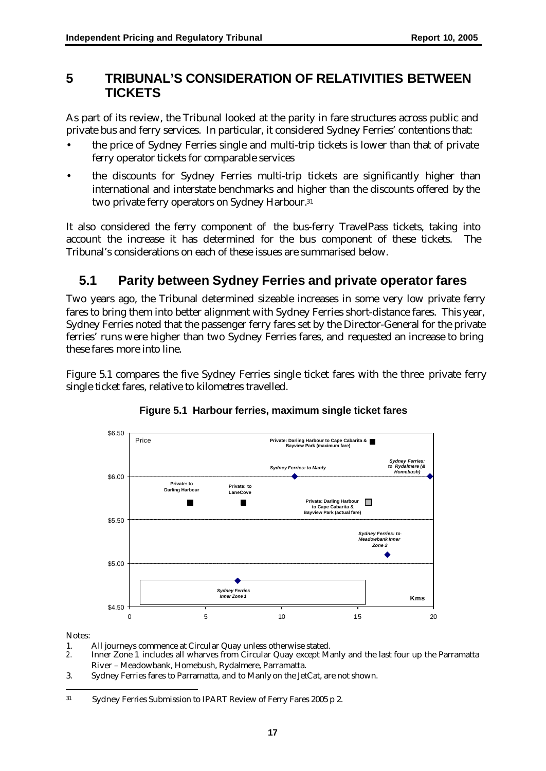## 5 TRIBUNAL'S CONSIDERATION OF RELATIVITIES BETWEEN TICKETS

As part of its review, the Tribunal looked at the parity in fare structures across public and private bus and ferry services. In particular, it considered Sydney Ferries' contentions that:

- the price of Sydney Ferries single and multi-trip tickets is lower than that of private ferry operator tickets for comparable services
- the discounts for Sydney Ferries multi-trip tickets are significantly higher than international and interstate benchmarks and higher than the discounts offered by the two private ferry operators on Sydney Harbour.[31]

It also considered the ferry component of the bus-ferry TravelPass tickets, taking into account the increase it has determined for the bus component of these tickets. The Tribunal's considerations on each of these issues are summarised below.

### 5.1 Parity between Sydney Ferries and private operator fares

Two years ago, the Tribunal determined sizeable increases in some very low private ferry fares to bring them into better alignment with Sydney Ferries short-distance fares. This year, Sydney Ferries noted that the passenger ferry fares set by the Director-General for the private ferries' runs were higher than two Sydney Ferries fares, and requested an increase to bring these fares more into line.

Figure 5.1 compares the five Sydney Ferries single ticket fares with the three private ferry single ticket fares, relative to kilometres travelled.

**Figure 5.1 Harbour ferries, maximum single ticket fares**

| Service | Approx. Kms | Price |
|---|---|---|
| Private: to Darling Harbour | 4 | $5.70 |
| Private: to LaneCove | 7.5 | $5.70 |
| *Sydney Ferries Inner Zone 1* | 7 | $4.80 |
| *Sydney Ferries: to Manly* | 11 | $6.00 |
| Private: Darling Harbour to Cape Cabarita & Bayview Park (maximum fare) | 16 | $6.40 |
| Private: Darling Harbour to Cape Cabarita & Bayview Park (actual fare) | 15.5 | $5.70 |
| *Sydney Ferries: to Meadowbank Inner Zone 2* | 17 | $5.10 |
| *Sydney Ferries: to Rydalmere (& Homebush)* | 20 | $6.00 |

Notes:

1. All journeys commence at Circular Quay unless otherwise stated.
2. Inner Zone 1 includes all wharves from Circular Quay except Manly and the last four up the Parramatta River – Meadowbank, Homebush, Rydalmere, Parramatta.
3. Sydney Ferries fares to Parramatta, and to Manly on the JetCat, are not shown.

---

31 Sydney Ferries Submission to IPART Review of Ferry Fares 2005 p 2.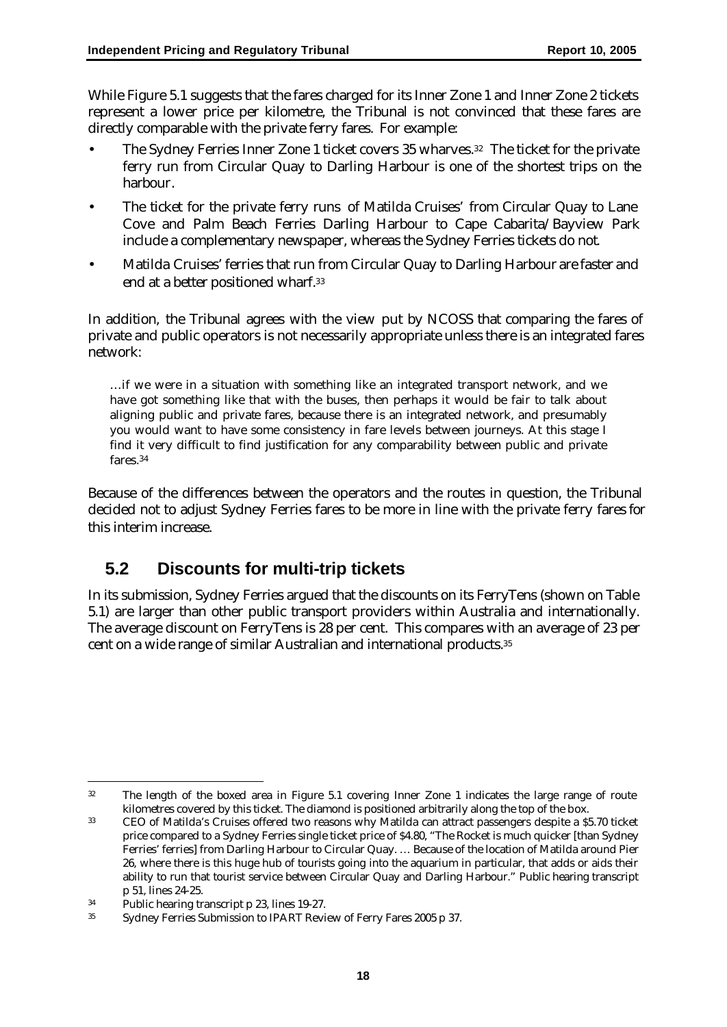While Figure 5.1 suggests that the fares charged for its Inner Zone 1 and Inner Zone 2 tickets represent a lower price per kilometre, the Tribunal is not convinced that these fares are directly comparable with the private ferry fares. For example:

- The Sydney Ferries Inner Zone 1 ticket covers 35 wharves.[32] The ticket for the private ferry run from Circular Quay to Darling Harbour is one of the shortest trips on the harbour.
- The ticket for the private ferry runs of Matilda Cruises' from Circular Quay to Lane Cove and Palm Beach Ferries Darling Harbour to Cape Cabarita/Bayview Park include a complementary newspaper, whereas the Sydney Ferries tickets do not.
- Matilda Cruises' ferries that run from Circular Quay to Darling Harbour are faster and end at a better positioned wharf.[33]

In addition, the Tribunal agrees with the view put by NCOSS that comparing the fares of private and public operators is not necessarily appropriate unless there is an integrated fares network:

> …if we were in a situation with something like an integrated transport network, and we have got something like that with the buses, then perhaps it would be fair to talk about aligning public and private fares, because there is an integrated network, and presumably you would want to have some consistency in fare levels between journeys. At this stage I find it very difficult to find justification for any comparability between public and private fares.[34]

Because of the differences between the operators and the routes in question, the Tribunal decided not to adjust Sydney Ferries fares to be more in line with the private ferry fares for this interim increase.

## 5.2 Discounts for multi-trip tickets

In its submission, Sydney Ferries argued that the discounts on its FerryTens (shown on Table 5.1) are larger than other public transport providers within Australia and internationally. The average discount on FerryTens is 28 per cent. This compares with an average of 23 per cent on a wide range of similar Australian and international products.[35]

---

[32] The length of the boxed area in Figure 5.1 covering Inner Zone 1 indicates the large range of route kilometres covered by this ticket. The diamond is positioned arbitrarily along the top of the box.

[33] CEO of Matilda's Cruises offered two reasons why Matilda can attract passengers despite a $5.70 ticket price compared to a Sydney Ferries single ticket price of $4.80, "The Rocket is much quicker [than Sydney Ferries' ferries] from Darling Harbour to Circular Quay. … Because of the location of Matilda around Pier 26, where there is this huge hub of tourists going into the aquarium in particular, that adds or aids their ability to run that tourist service between Circular Quay and Darling Harbour." Public hearing transcript p 51, lines 24-25.

[34] Public hearing transcript p 23, lines 19-27.

[35] Sydney Ferries Submission to IPART Review of Ferry Fares 2005 p 37.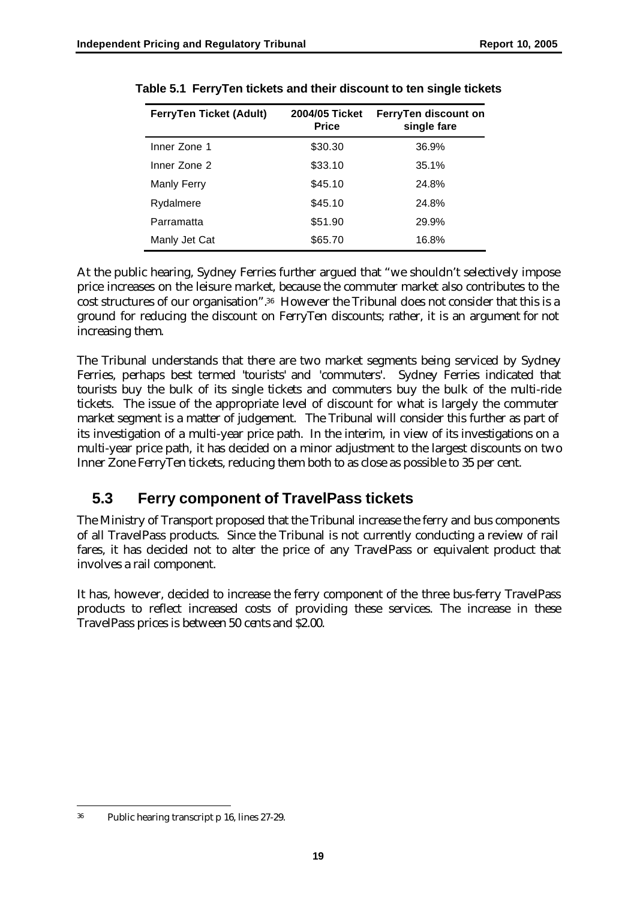**Table 5.1 FerryTen tickets and their discount to ten single tickets**

| FerryTen Ticket (Adult) | 2004/05 Ticket Price | FerryTen discount on single fare |
|---|---|---|
| Inner Zone 1 | $30.30 | 36.9% |
| Inner Zone 2 | $33.10 | 35.1% |
| Manly Ferry | $45.10 | 24.8% |
| Rydalmere | $45.10 | 24.8% |
| Parramatta | $51.90 | 29.9% |
| Manly Jet Cat | $65.70 | 16.8% |

At the public hearing, Sydney Ferries further argued that "we shouldn't selectively impose price increases on the leisure market, because the commuter market also contributes to the cost structures of our organisation".[36] However the Tribunal does not consider that this is a ground for reducing the discount on FerryTen discounts; rather, it is an argument for not increasing them.

The Tribunal understands that there are two market segments being serviced by Sydney Ferries, perhaps best termed 'tourists' and 'commuters'. Sydney Ferries indicated that tourists buy the bulk of its single tickets and commuters buy the bulk of the multi-ride tickets. The issue of the appropriate level of discount for what is largely the commuter market segment is a matter of judgement. The Tribunal will consider this further as part of its investigation of a multi-year price path. In the interim, in view of its investigations on a multi-year price path, it has decided on a minor adjustment to the largest discounts on two Inner Zone FerryTen tickets, reducing them both to as close as possible to 35 per cent.

## 5.3 Ferry component of TravelPass tickets

The Ministry of Transport proposed that the Tribunal increase the ferry and bus components of all TravelPass products. Since the Tribunal is not currently conducting a review of rail fares, it has decided not to alter the price of any TravelPass or equivalent product that involves a rail component.

It has, however, decided to increase the ferry component of the three bus-ferry TravelPass products to reflect increased costs of providing these services. The increase in these TravelPass prices is between 50 cents and $2.00.

---

[36] Public hearing transcript p 16, lines 27-29.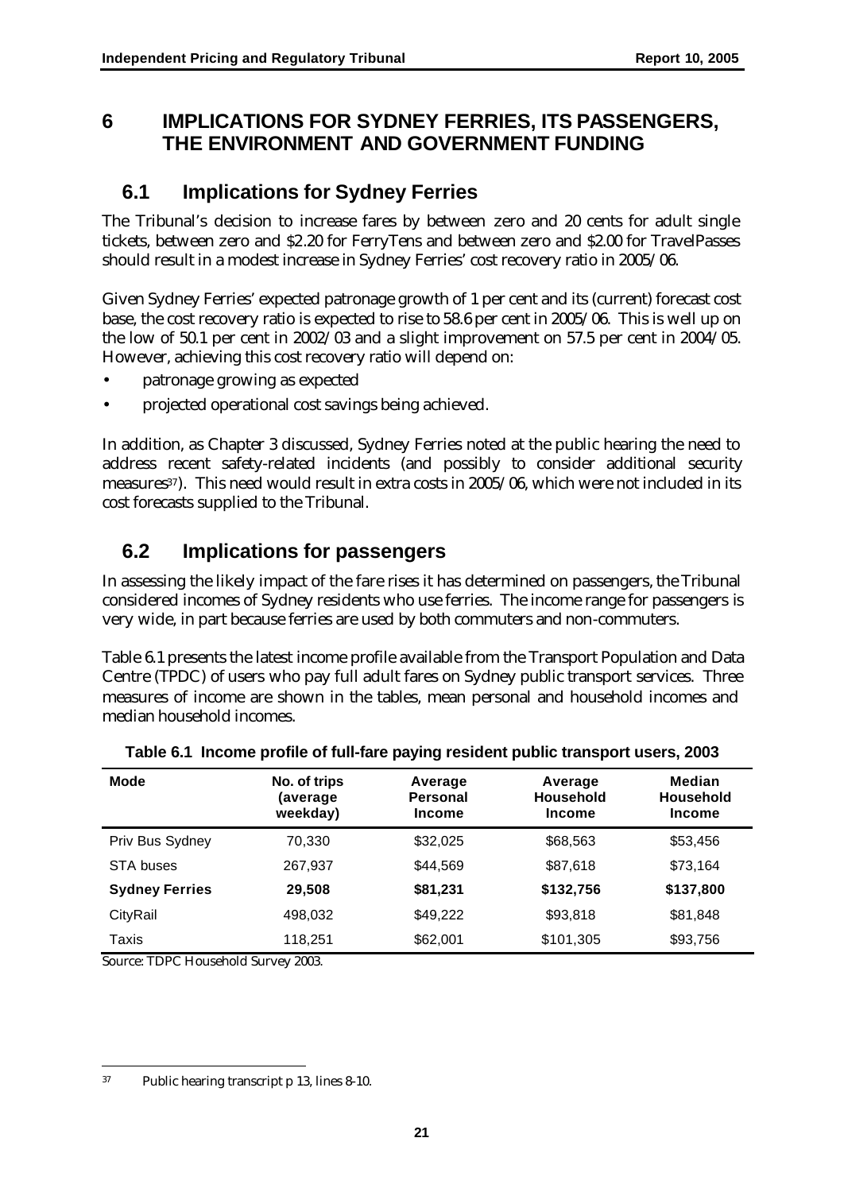# 6 IMPLICATIONS FOR SYDNEY FERRIES, ITS PASSENGERS, THE ENVIRONMENT AND GOVERNMENT FUNDING

## 6.1 Implications for Sydney Ferries

The Tribunal's decision to increase fares by between zero and 20 cents for adult single tickets, between zero and $2.20 for FerryTens and between zero and $2.00 for TravelPasses should result in a modest increase in Sydney Ferries' cost recovery ratio in 2005/06.

Given Sydney Ferries' expected patronage growth of 1 per cent and its (current) forecast cost base, the cost recovery ratio is expected to rise to 58.6 per cent in 2005/06. This is well up on the low of 50.1 per cent in 2002/03 and a slight improvement on 57.5 per cent in 2004/05. However, achieving this cost recovery ratio will depend on:

- patronage growing as expected
- projected operational cost savings being achieved.

In addition, as Chapter 3 discussed, Sydney Ferries noted at the public hearing the need to address recent safety-related incidents (and possibly to consider additional security measures[37]). This need would result in extra costs in 2005/06, which were not included in its cost forecasts supplied to the Tribunal.

## 6.2 Implications for passengers

In assessing the likely impact of the fare rises it has determined on passengers, the Tribunal considered incomes of Sydney residents who use ferries. The income range for passengers is very wide, in part because ferries are used by both commuters and non-commuters.

Table 6.1 presents the latest income profile available from the Transport Population and Data Centre (TPDC) of users who pay full adult fares on Sydney public transport services. Three measures of income are shown in the tables, mean personal and household incomes and median household incomes.

**Table 6.1 Income profile of full-fare paying resident public transport users, 2003**

| Mode | No. of trips (average weekday) | Average Personal Income | Average Household Income | Median Household Income |
|---|---|---|---|---|
| Priv Bus Sydney | 70,330 | $32,025 | $68,563 | $53,456 |
| STA buses | 267,937 | $44,569 | $87,618 | $73,164 |
| **Sydney Ferries** | **29,508** | **$81,231** | **$132,756** | **$137,800** |
| CityRail | 498,032 | $49,222 | $93,818 | $81,848 |
| Taxis | 118,251 | $62,001 | $101,305 | $93,756 |

Source: TDPC Household Survey 2003.

[37] Public hearing transcript p 13, lines 8-10.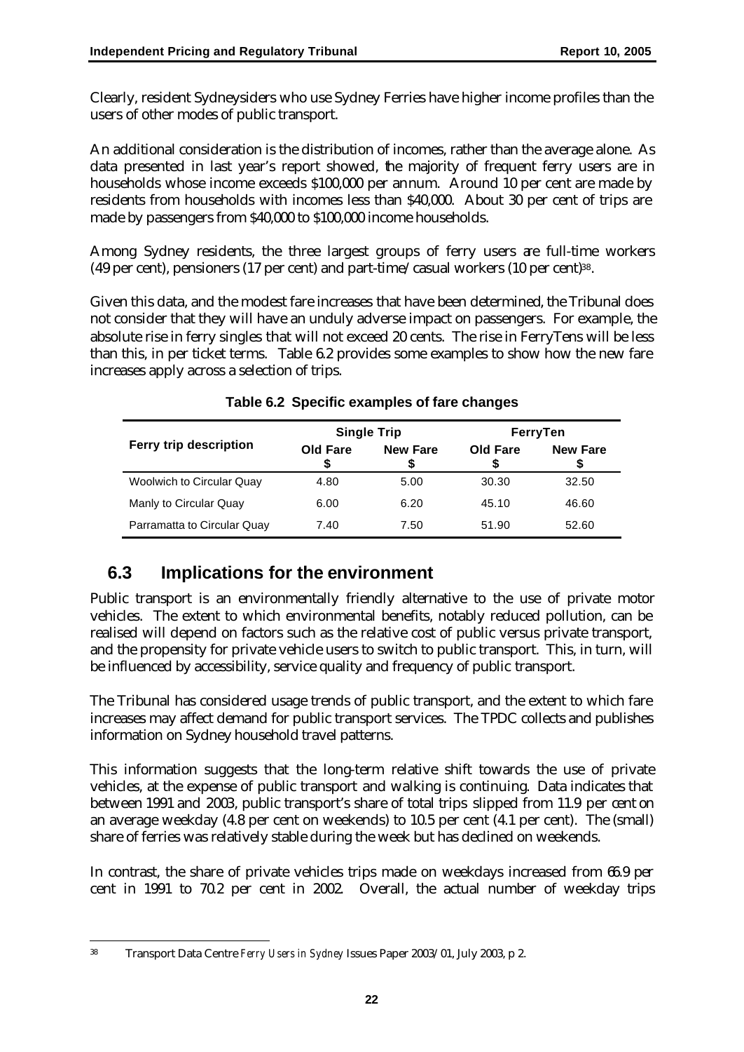Clearly, resident Sydneysiders who use Sydney Ferries have higher income profiles than the users of other modes of public transport.

An additional consideration is the distribution of incomes, rather than the average alone. As data presented in last year's report showed, the majority of frequent ferry users are in households whose income exceeds $100,000 per annum. Around 10 per cent are made by residents from households with incomes less than $40,000. About 30 per cent of trips are made by passengers from $40,000 to $100,000 income households.

Among Sydney residents, the three largest groups of ferry users are full-time workers (49 per cent), pensioners (17 per cent) and part-time/casual workers (10 per cent)[38].

Given this data, and the modest fare increases that have been determined, the Tribunal does not consider that they will have an unduly adverse impact on passengers. For example, the absolute rise in ferry singles that will not exceed 20 cents. The rise in FerryTens will be less than this, in per ticket terms. Table 6.2 provides some examples to show how the new fare increases apply across a selection of trips.

**Table 6.2 Specific examples of fare changes**

| Ferry trip description | Single Trip | | FerryTen | |
|---|---|---|---|---|
| | Old Fare $ | New Fare $ | Old Fare $ | New Fare $ |
| Woolwich to Circular Quay | 4.80 | 5.00 | 30.30 | 32.50 |
| Manly to Circular Quay | 6.00 | 6.20 | 45.10 | 46.60 |
| Parramatta to Circular Quay | 7.40 | 7.50 | 51.90 | 52.60 |

## 6.3 Implications for the environment

Public transport is an environmentally friendly alternative to the use of private motor vehicles. The extent to which environmental benefits, notably reduced pollution, can be realised will depend on factors such as the relative cost of public versus private transport, and the propensity for private vehicle users to switch to public transport. This, in turn, will be influenced by accessibility, service quality and frequency of public transport.

The Tribunal has considered usage trends of public transport, and the extent to which fare increases may affect demand for public transport services. The TPDC collects and publishes information on Sydney household travel patterns.

This information suggests that the long-term relative shift towards the use of private vehicles, at the expense of public transport and walking is continuing. Data indicates that between 1991 and 2003, public transport's share of total trips slipped from 11.9 per cent on an average weekday (4.8 per cent on weekends) to 10.5 per cent (4.1 per cent). The (small) share of ferries was relatively stable during the week but has declined on weekends.

In contrast, the share of private vehicles trips made on weekdays increased from 66.9 per cent in 1991 to 70.2 per cent in 2002. Overall, the actual number of weekday trips

---

[38] Transport Data Centre *Ferry Users in Sydney* Issues Paper 2003/01, July 2003, p 2.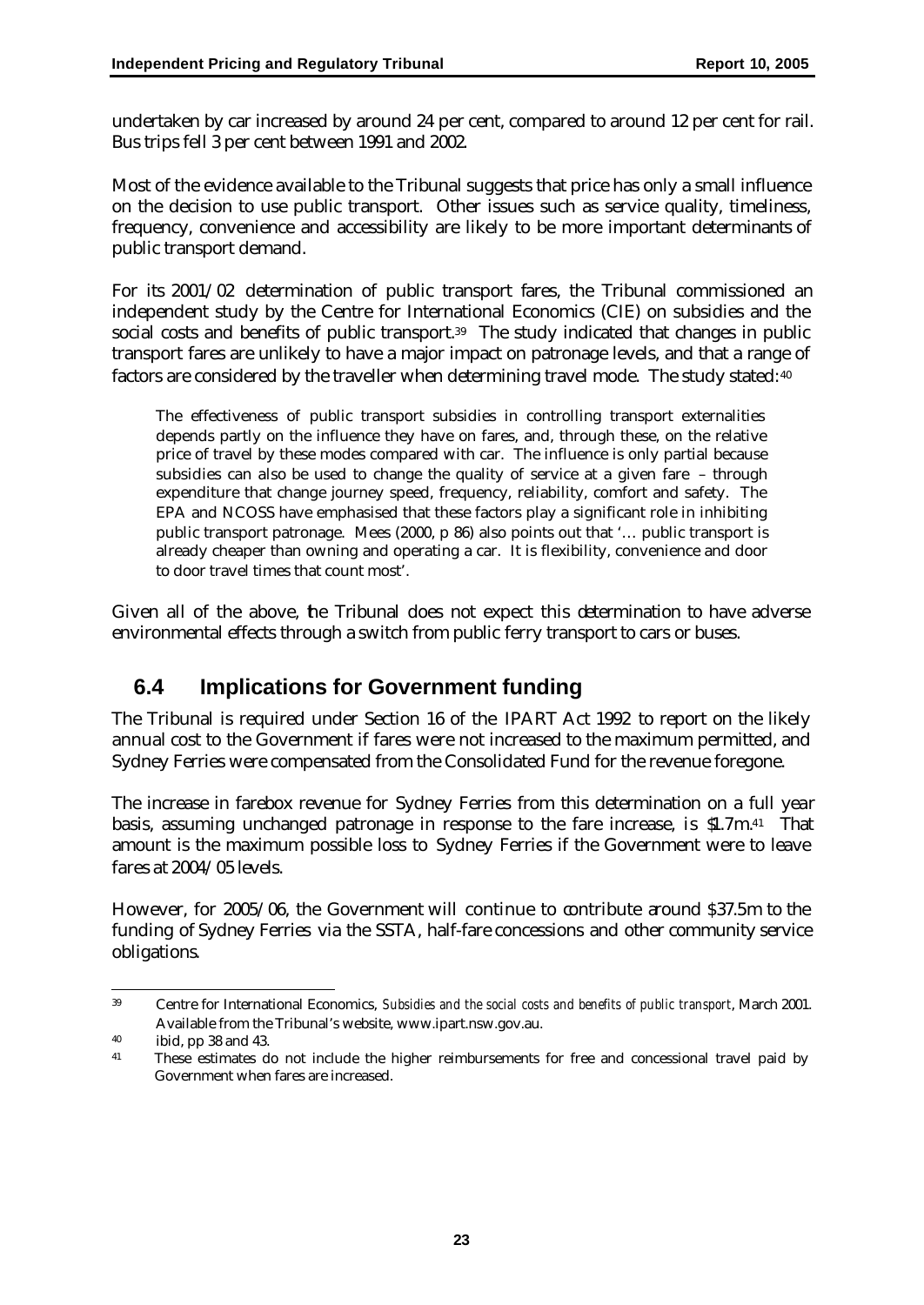undertaken by car increased by around 24 per cent, compared to around 12 per cent for rail. Bus trips fell 3 per cent between 1991 and 2002.

Most of the evidence available to the Tribunal suggests that price has only a small influence on the decision to use public transport. Other issues such as service quality, timeliness, frequency, convenience and accessibility are likely to be more important determinants of public transport demand.

For its 2001/02 determination of public transport fares, the Tribunal commissioned an independent study by the Centre for International Economics (CIE) on subsidies and the social costs and benefits of public transport.[39] The study indicated that changes in public transport fares are unlikely to have a major impact on patronage levels, and that a range of factors are considered by the traveller when determining travel mode. The study stated:[40]

> The effectiveness of public transport subsidies in controlling transport externalities depends partly on the influence they have on fares, and, through these, on the relative price of travel by these modes compared with car. The influence is only partial because subsidies can also be used to change the quality of service at a given fare – through expenditure that change journey speed, frequency, reliability, comfort and safety. The EPA and NCOSS have emphasised that these factors play a significant role in inhibiting public transport patronage. Mees (2000, p 86) also points out that '… public transport is already cheaper than owning and operating a car. It is flexibility, convenience and door to door travel times that count most'.

Given all of the above, the Tribunal does not expect this determination to have adverse environmental effects through a switch from public ferry transport to cars or buses.

## 6.4 Implications for Government funding

The Tribunal is required under Section 16 of the IPART Act 1992 to report on the likely annual cost to the Government if fares were not increased to the maximum permitted, and Sydney Ferries were compensated from the Consolidated Fund for the revenue foregone.

The increase in farebox revenue for Sydney Ferries from this determination on a full year basis, assuming unchanged patronage in response to the fare increase, is $1.7m.[41] That amount is the maximum possible loss to Sydney Ferries if the Government were to leave fares at 2004/05 levels.

However, for 2005/06, the Government will continue to contribute around $37.5m to the funding of Sydney Ferries via the SSTA, half-fare concessions and other community service obligations.

---

[39] Centre for International Economics, *Subsidies and the social costs and benefits of public transport*, March 2001. Available from the Tribunal's website, www.ipart.nsw.gov.au.

[40] ibid, pp 38 and 43.

[41] These estimates do not include the higher reimbursements for free and concessional travel paid by Government when fares are increased.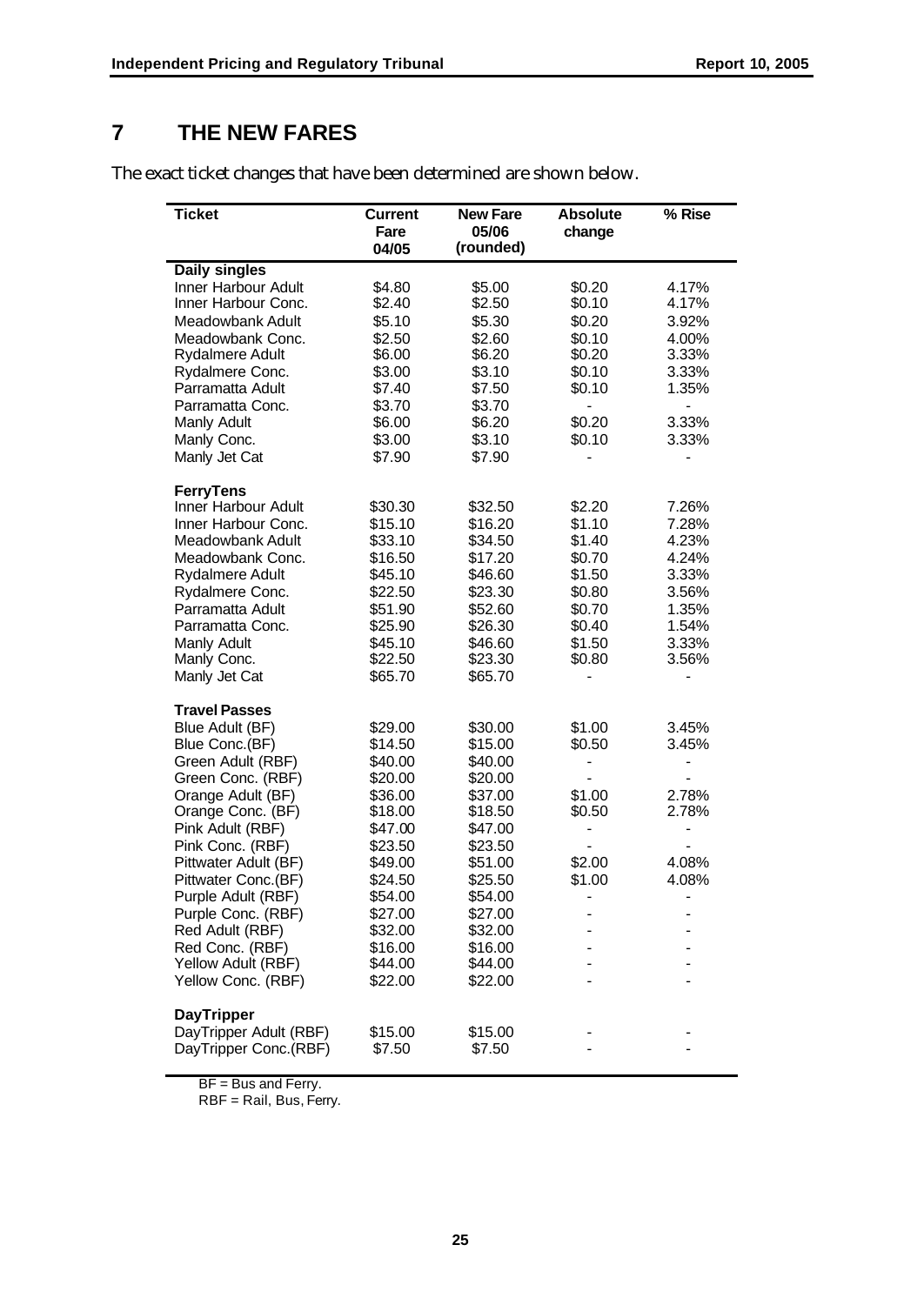# 7 THE NEW FARES

The exact ticket changes that have been determined are shown below.

| Ticket | Current Fare 04/05 | New Fare 05/06 (rounded) | Absolute change | % Rise |
|---|---|---|---|---|
| **Daily singles** | | | | |
| Inner Harbour Adult | $4.80 | $5.00 | $0.20 | 4.17% |
| Inner Harbour Conc. | $2.40 | $2.50 | $0.10 | 4.17% |
| Meadowbank Adult | $5.10 | $5.30 | $0.20 | 3.92% |
| Meadowbank Conc. | $2.50 | $2.60 | $0.10 | 4.00% |
| Rydalmere Adult | $6.00 | $6.20 | $0.20 | 3.33% |
| Rydalmere Conc. | $3.00 | $3.10 | $0.10 | 3.33% |
| Parramatta Adult | $7.40 | $7.50 | $0.10 | 1.35% |
| Parramatta Conc. | $3.70 | $3.70 | - | - |
| Manly Adult | $6.00 | $6.20 | $0.20 | 3.33% |
| Manly Conc. | $3.00 | $3.10 | $0.10 | 3.33% |
| Manly Jet Cat | $7.90 | $7.90 | - | - |
| **FerryTens** | | | | |
| Inner Harbour Adult | $30.30 | $32.50 | $2.20 | 7.26% |
| Inner Harbour Conc. | $15.10 | $16.20 | $1.10 | 7.28% |
| Meadowbank Adult | $33.10 | $34.50 | $1.40 | 4.23% |
| Meadowbank Conc. | $16.50 | $17.20 | $0.70 | 4.24% |
| Rydalmere Adult | $45.10 | $46.60 | $1.50 | 3.33% |
| Rydalmere Conc. | $22.50 | $23.30 | $0.80 | 3.56% |
| Parramatta Adult | $51.90 | $52.60 | $0.70 | 1.35% |
| Parramatta Conc. | $25.90 | $26.30 | $0.40 | 1.54% |
| Manly Adult | $45.10 | $46.60 | $1.50 | 3.33% |
| Manly Conc. | $22.50 | $23.30 | $0.80 | 3.56% |
| Manly Jet Cat | $65.70 | $65.70 | - | - |
| **Travel Passes** | | | | |
| Blue Adult (BF) | $29.00 | $30.00 | $1.00 | 3.45% |
| Blue Conc.(BF) | $14.50 | $15.00 | $0.50 | 3.45% |
| Green Adult (RBF) | $40.00 | $40.00 | - | - |
| Green Conc. (RBF) | $20.00 | $20.00 | - | - |
| Orange Adult (BF) | $36.00 | $37.00 | $1.00 | 2.78% |
| Orange Conc. (BF) | $18.00 | $18.50 | $0.50 | 2.78% |
| Pink Adult (RBF) | $47.00 | $47.00 | - | - |
| Pink Conc. (RBF) | $23.50 | $23.50 | - | - |
| Pittwater Adult (BF) | $49.00 | $51.00 | $2.00 | 4.08% |
| Pittwater Conc.(BF) | $24.50 | $25.50 | $1.00 | 4.08% |
| Purple Adult (RBF) | $54.00 | $54.00 | - | - |
| Purple Conc. (RBF) | $27.00 | $27.00 | - | - |
| Red Adult (RBF) | $32.00 | $32.00 | - | - |
| Red Conc. (RBF) | $16.00 | $16.00 | - | - |
| Yellow Adult (RBF) | $44.00 | $44.00 | - | - |
| Yellow Conc. (RBF) | $22.00 | $22.00 | - | - |
| **DayTripper** | | | | |
| DayTripper Adult (RBF) | $15.00 | $15.00 | - | - |
| DayTripper Conc.(RBF) | $7.50 | $7.50 | - | - |

BF = Bus and Ferry.
RBF = Rail, Bus, Ferry.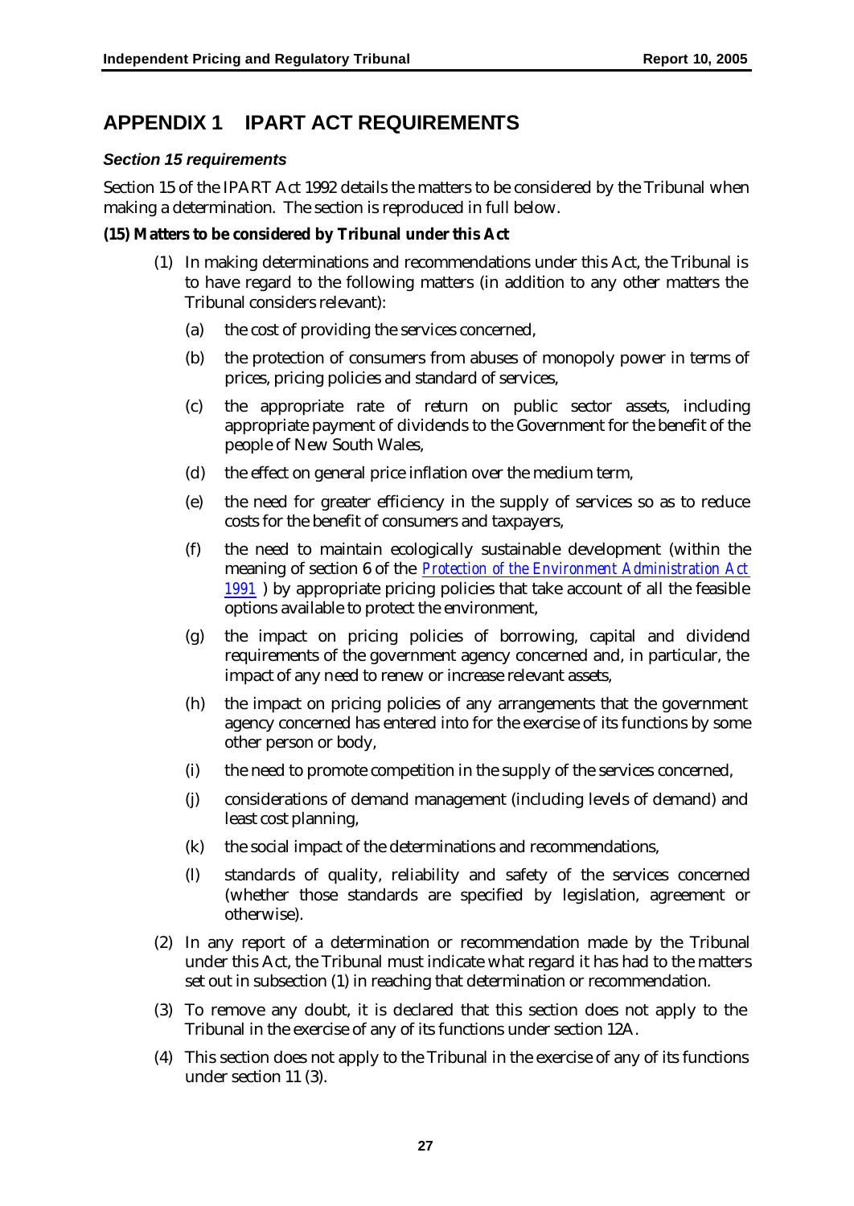# APPENDIX 1 IPART ACT REQUIREMENTS

***Section 15 requirements***

Section 15 of the IPART Act 1992 details the matters to be considered by the Tribunal when making a determination. The section is reproduced in full below.

**(15) Matters to be considered by Tribunal under this Act**

(1) In making determinations and recommendations under this Act, the Tribunal is to have regard to the following matters (in addition to any other matters the Tribunal considers relevant):

(a) the cost of providing the services concerned,

(b) the protection of consumers from abuses of monopoly power in terms of prices, pricing policies and standard of services,

(c) the appropriate rate of return on public sector assets, including appropriate payment of dividends to the Government for the benefit of the people of New South Wales,

(d) the effect on general price inflation over the medium term,

(e) the need for greater efficiency in the supply of services so as to reduce costs for the benefit of consumers and taxpayers,

(f) the need to maintain ecologically sustainable development (within the meaning of section 6 of the *Protection of the Environment Administration Act 1991* ) by appropriate pricing policies that take account of all the feasible options available to protect the environment,

(g) the impact on pricing policies of borrowing, capital and dividend requirements of the government agency concerned and, in particular, the impact of any need to renew or increase relevant assets,

(h) the impact on pricing policies of any arrangements that the government agency concerned has entered into for the exercise of its functions by some other person or body,

(i) the need to promote competition in the supply of the services concerned,

(j) considerations of demand management (including levels of demand) and least cost planning,

(k) the social impact of the determinations and recommendations,

(l) standards of quality, reliability and safety of the services concerned (whether those standards are specified by legislation, agreement or otherwise).

(2) In any report of a determination or recommendation made by the Tribunal under this Act, the Tribunal must indicate what regard it has had to the matters set out in subsection (1) in reaching that determination or recommendation.

(3) To remove any doubt, it is declared that this section does not apply to the Tribunal in the exercise of any of its functions under section 12A.

(4) This section does not apply to the Tribunal in the exercise of any of its functions under section 11 (3).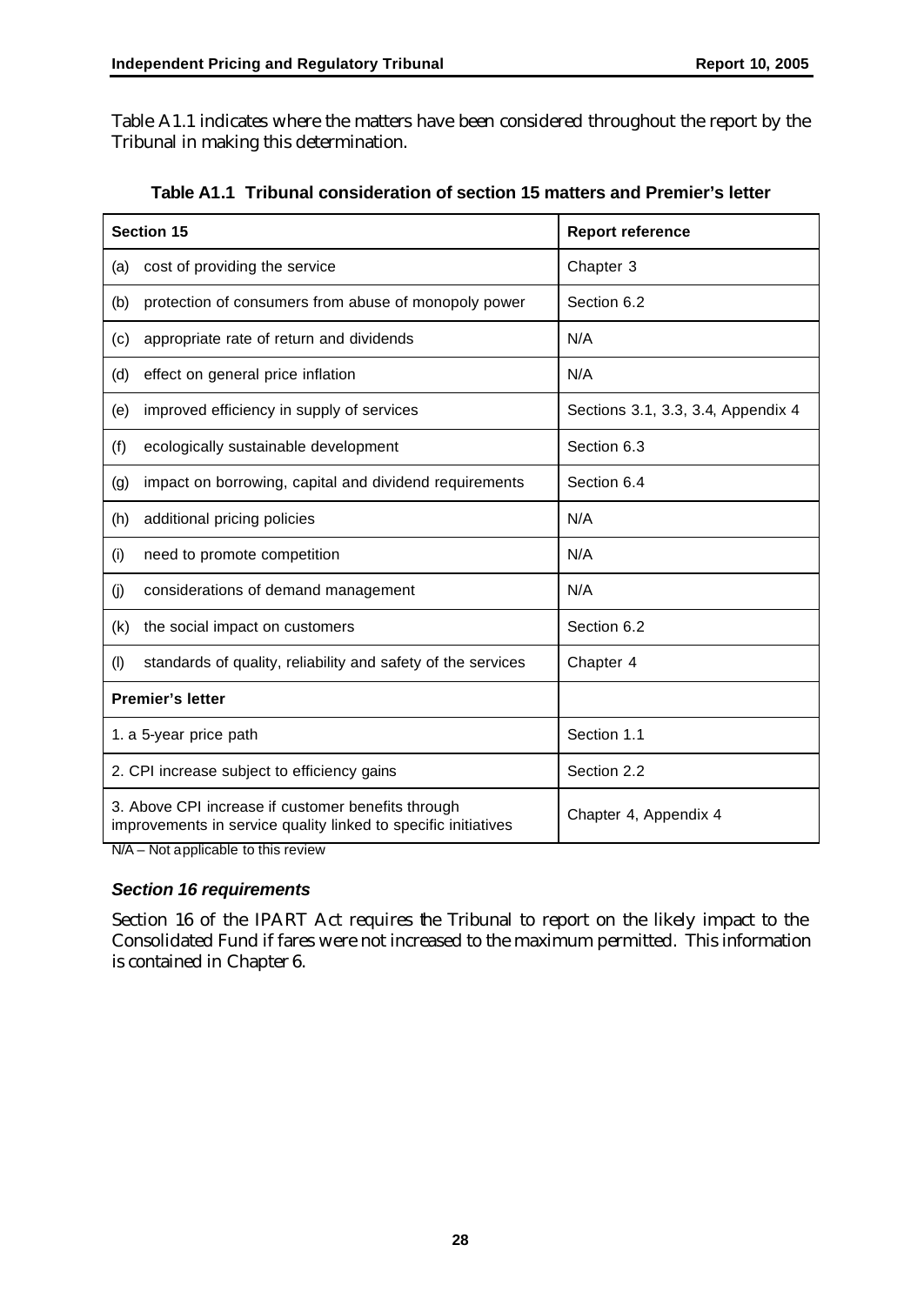Table A1.1 indicates where the matters have been considered throughout the report by the Tribunal in making this determination.

**Table A1.1 Tribunal consideration of section 15 matters and Premier's letter**

| **Section 15** | **Report reference** |
|---|---|
| (a) cost of providing the service | Chapter 3 |
| (b) protection of consumers from abuse of monopoly power | Section 6.2 |
| (c) appropriate rate of return and dividends | N/A |
| (d) effect on general price inflation | N/A |
| (e) improved efficiency in supply of services | Sections 3.1, 3.3, 3.4, Appendix 4 |
| (f) ecologically sustainable development | Section 6.3 |
| (g) impact on borrowing, capital and dividend requirements | Section 6.4 |
| (h) additional pricing policies | N/A |
| (i) need to promote competition | N/A |
| (j) considerations of demand management | N/A |
| (k) the social impact on customers | Section 6.2 |
| (l) standards of quality, reliability and safety of the services | Chapter 4 |
| **Premier's letter** | |
| 1. a 5-year price path | Section 1.1 |
| 2. CPI increase subject to efficiency gains | Section 2.2 |
| 3. Above CPI increase if customer benefits through improvements in service quality linked to specific initiatives | Chapter 4, Appendix 4 |

N/A – Not applicable to this review

### *Section 16 requirements*

Section 16 of the IPART Act requires the Tribunal to report on the likely impact to the Consolidated Fund if fares were not increased to the maximum permitted. This information is contained in Chapter 6.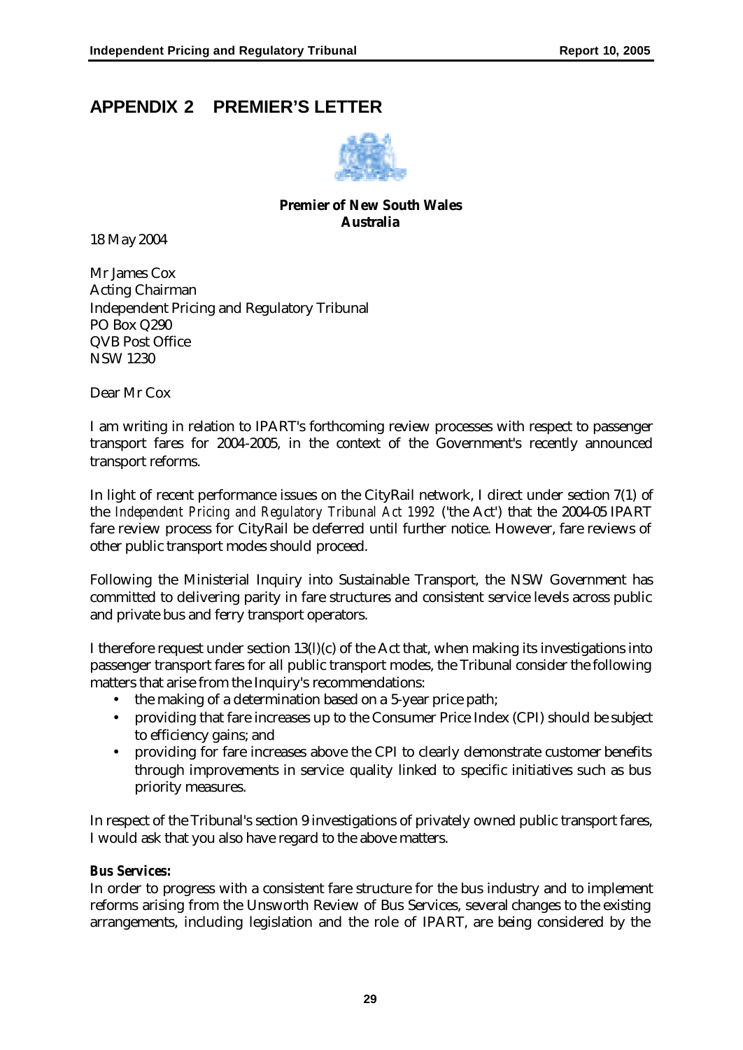# APPENDIX 2 PREMIER'S LETTER

**Premier of New South Wales**
**Australia**

18 May 2004

Mr James Cox
Acting Chairman
Independent Pricing and Regulatory Tribunal
PO Box Q290
QVB Post Office
NSW 1230

Dear Mr Cox

I am writing in relation to IPART's forthcoming review processes with respect to passenger transport fares for 2004-2005, in the context of the Government's recently announced transport reforms.

In light of recent performance issues on the CityRail network, I direct under section 7(1) of the *Independent Pricing and Regulatory Tribunal Act 1992* ('the Act') that the 2004-05 IPART fare review process for CityRail be deferred until further notice. However, fare reviews of other public transport modes should proceed.

Following the Ministerial Inquiry into Sustainable Transport, the NSW Government has committed to delivering parity in fare structures and consistent service levels across public and private bus and ferry transport operators.

I therefore request under section 13(l)(c) of the Act that, when making its investigations into passenger transport fares for all public transport modes, the Tribunal consider the following matters that arise from the Inquiry's recommendations:

- the making of a determination based on a 5-year price path;
- providing that fare increases up to the Consumer Price Index (CPI) should be subject to efficiency gains; and
- providing for fare increases above the CPI to clearly demonstrate customer benefits through improvements in service quality linked to specific initiatives such as bus priority measures.

In respect of the Tribunal's section 9 investigations of privately owned public transport fares, I would ask that you also have regard to the above matters.

***Bus Services:***
In order to progress with a consistent fare structure for the bus industry and to implement reforms arising from the Unsworth Review of Bus Services, several changes to the existing arrangements, including legislation and the role of IPART, are being considered by the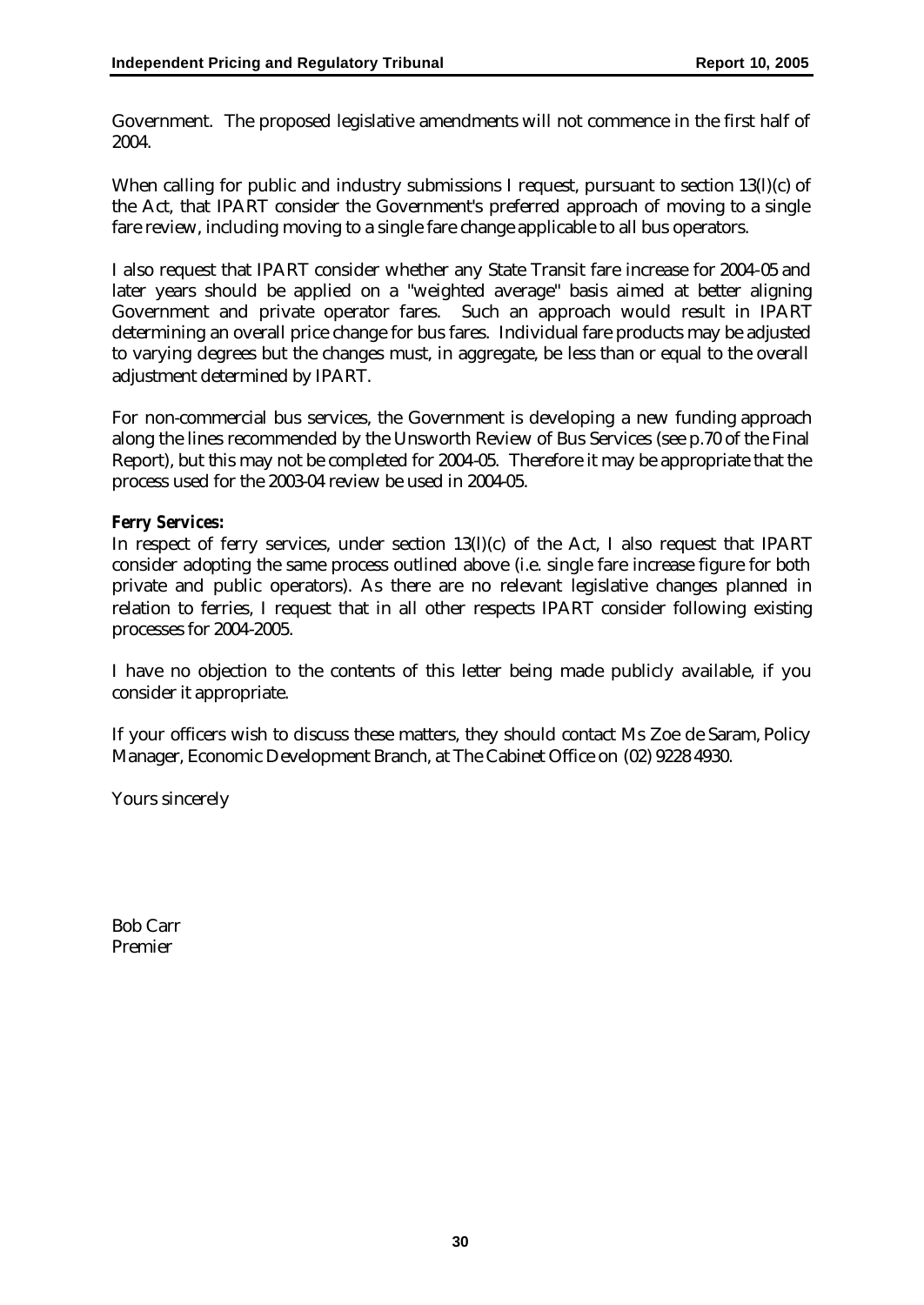Government. The proposed legislative amendments will not commence in the first half of 2004.

When calling for public and industry submissions I request, pursuant to section 13(l)(c) of the Act, that IPART consider the Government's preferred approach of moving to a single fare review, including moving to a single fare change applicable to all bus operators.

I also request that IPART consider whether any State Transit fare increase for 2004-05 and later years should be applied on a "weighted average" basis aimed at better aligning Government and private operator fares. Such an approach would result in IPART determining an overall price change for bus fares. Individual fare products may be adjusted to varying degrees but the changes must, in aggregate, be less than or equal to the overall adjustment determined by IPART.

For non-commercial bus services, the Government is developing a new funding approach along the lines recommended by the Unsworth Review of Bus Services (see p.70 of the Final Report), but this may not be completed for 2004-05. Therefore it may be appropriate that the process used for the 2003-04 review be used in 2004-05.

***Ferry Services:***
In respect of ferry services, under section 13(l)(c) of the Act, I also request that IPART consider adopting the same process outlined above (i.e. single fare increase figure for both private and public operators). As there are no relevant legislative changes planned in relation to ferries, I request that in all other respects IPART consider following existing processes for 2004-2005.

I have no objection to the contents of this letter being made publicly available, if you consider it appropriate.

If your officers wish to discuss these matters, they should contact Ms Zoe de Saram, Policy Manager, Economic Development Branch, at The Cabinet Office on (02) 9228 4930.

Yours sincerely

Bob Carr
Premier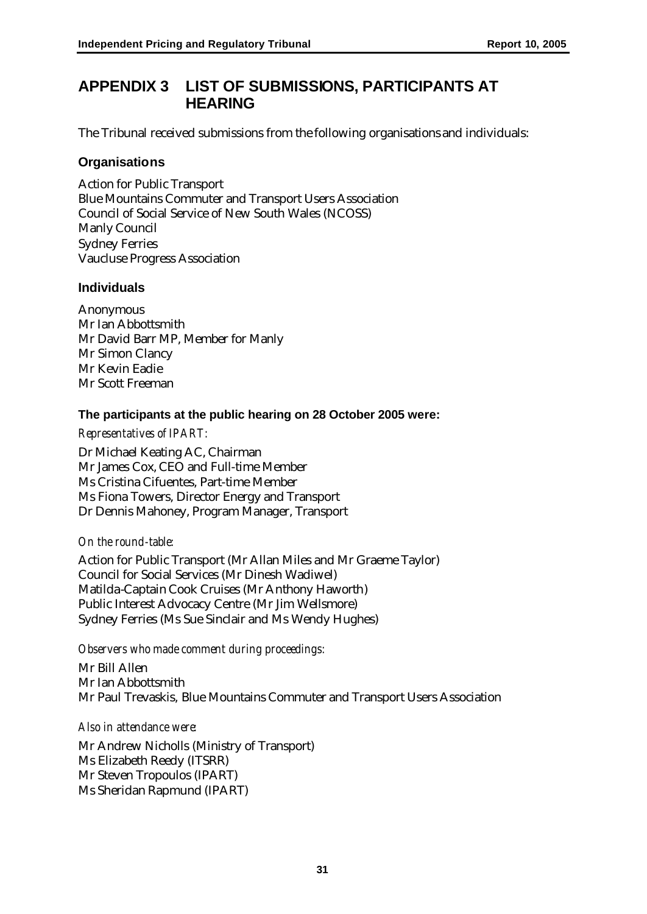# APPENDIX 3 LIST OF SUBMISSIONS, PARTICIPANTS AT HEARING

The Tribunal received submissions from the following organisations and individuals:

## Organisations

Action for Public Transport
Blue Mountains Commuter and Transport Users Association
Council of Social Service of New South Wales (NCOSS)
Manly Council
Sydney Ferries
Vaucluse Progress Association

## Individuals

Anonymous
Mr Ian Abbottsmith
Mr David Barr MP, Member for Manly
Mr Simon Clancy
Mr Kevin Eadie
Mr Scott Freeman

### The participants at the public hearing on 28 October 2005 were:

*Representatives of IPART:*

Dr Michael Keating AC, Chairman
Mr James Cox, CEO and Full-time Member
Ms Cristina Cifuentes, Part-time Member
Ms Fiona Towers, Director Energy and Transport
Dr Dennis Mahoney, Program Manager, Transport

*On the round-table:*

Action for Public Transport (Mr Allan Miles and Mr Graeme Taylor)
Council for Social Services (Mr Dinesh Wadiwel)
Matilda-Captain Cook Cruises (Mr Anthony Haworth)
Public Interest Advocacy Centre (Mr Jim Wellsmore)
Sydney Ferries (Ms Sue Sinclair and Ms Wendy Hughes)

*Observers who made comment during proceedings:*

Mr Bill Allen
Mr Ian Abbottsmith
Mr Paul Trevaskis, Blue Mountains Commuter and Transport Users Association

*Also in attendance were:*

Mr Andrew Nicholls (Ministry of Transport)
Ms Elizabeth Reedy (ITSRR)
Mr Steven Tropoulos (IPART)
Ms Sheridan Rapmund (IPART)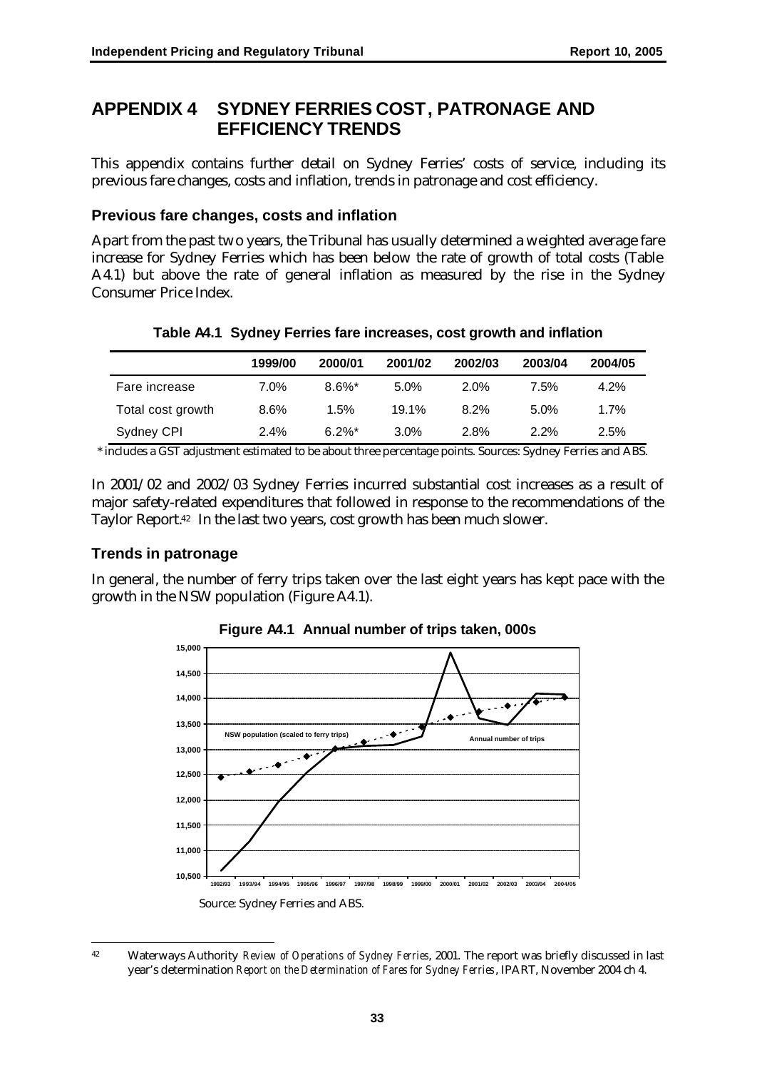# APPENDIX 4 SYDNEY FERRIES COST, PATRONAGE AND EFFICIENCY TRENDS

This appendix contains further detail on Sydney Ferries' costs of service, including its previous fare changes, costs and inflation, trends in patronage and cost efficiency.

## Previous fare changes, costs and inflation

Apart from the past two years, the Tribunal has usually determined a weighted average fare increase for Sydney Ferries which has been below the rate of growth of total costs (Table A4.1) but above the rate of general inflation as measured by the rise in the Sydney Consumer Price Index.

**Table A4.1 Sydney Ferries fare increases, cost growth and inflation**

| | 1999/00 | 2000/01 | 2001/02 | 2002/03 | 2003/04 | 2004/05 |
|---|---|---|---|---|---|---|
| Fare increase | 7.0% | 8.6%* | 5.0% | 2.0% | 7.5% | 4.2% |
| Total cost growth | 8.6% | 1.5% | 19.1% | 8.2% | 5.0% | 1.7% |
| Sydney CPI | 2.4% | 6.2%* | 3.0% | 2.8% | 2.2% | 2.5% |

* includes a GST adjustment estimated to be about three percentage points. Sources: Sydney Ferries and ABS.

In 2001/02 and 2002/03 Sydney Ferries incurred substantial cost increases as a result of major safety-related expenditures that followed in response to the recommendations of the Taylor Report.[42] In the last two years, cost growth has been much slower.

## Trends in patronage

In general, the number of ferry trips taken over the last eight years has kept pace with the growth in the NSW population (Figure A4.1).

**Figure A4.1 Annual number of trips taken, 000s**

Source: Sydney Ferries and ABS.

---

[42] Waterways Authority *Review of Operations of Sydney Ferries*, 2001. The report was briefly discussed in last year's determination *Report on the Determination of Fares for Sydney Ferries*, IPART, November 2004 ch 4.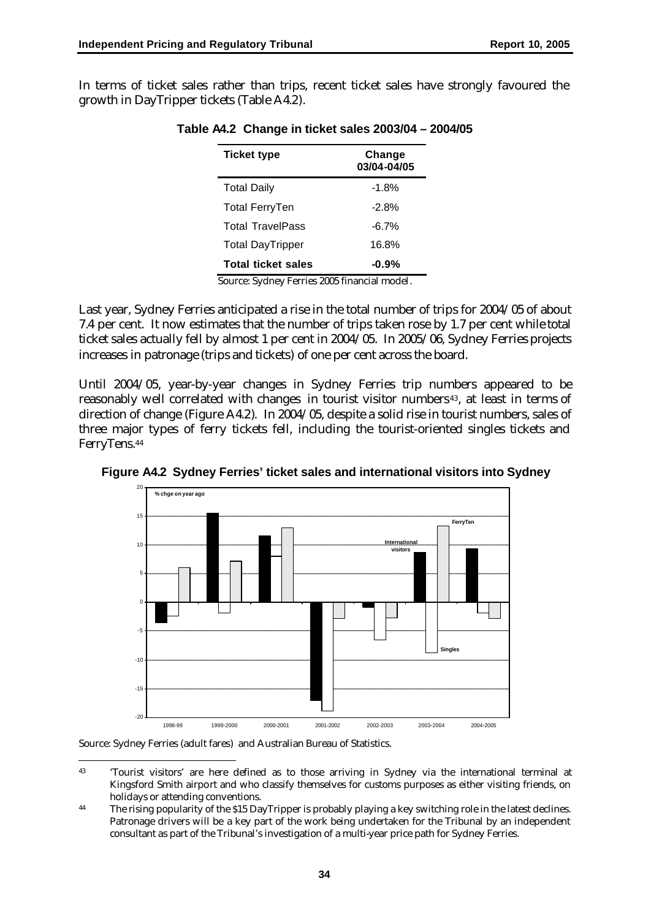In terms of ticket sales rather than trips, recent ticket sales have strongly favoured the growth in DayTripper tickets (Table A4.2).

**Table A4.2 Change in ticket sales 2003/04 – 2004/05**

| Ticket type | Change 03/04-04/05 |
|---|---|
| Total Daily | -1.8% |
| Total FerryTen | -2.8% |
| Total TravelPass | -6.7% |
| Total DayTripper | 16.8% |
| **Total ticket sales** | **-0.9%** |

Source: Sydney Ferries 2005 financial model.

Last year, Sydney Ferries anticipated a rise in the total number of trips for 2004/05 of about 7.4 per cent. It now estimates that the number of trips taken rose by 1.7 per cent while total ticket sales actually fell by almost 1 per cent in 2004/05. In 2005/06, Sydney Ferries projects increases in patronage (trips and tickets) of one per cent across the board.

Until 2004/05, year-by-year changes in Sydney Ferries trip numbers appeared to be reasonably well correlated with changes in tourist visitor numbers[43], at least in terms of direction of change (Figure A4.2). In 2004/05, despite a solid rise in tourist numbers, sales of three major types of ferry tickets fell, including the tourist-oriented singles tickets and FerryTens.[44]

**Figure A4.2 Sydney Ferries' ticket sales and international visitors into Sydney**

Source: Sydney Ferries (adult fares) and Australian Bureau of Statistics.

[43] 'Tourist visitors' are here defined as to those arriving in Sydney via the international terminal at Kingsford Smith airport and who classify themselves for customs purposes as either visiting friends, on holidays or attending conventions.

[44] The rising popularity of the $15 DayTripper is probably playing a key switching role in the latest declines. Patronage drivers will be a key part of the work being undertaken for the Tribunal by an independent consultant as part of the Tribunal's investigation of a multi-year price path for Sydney Ferries.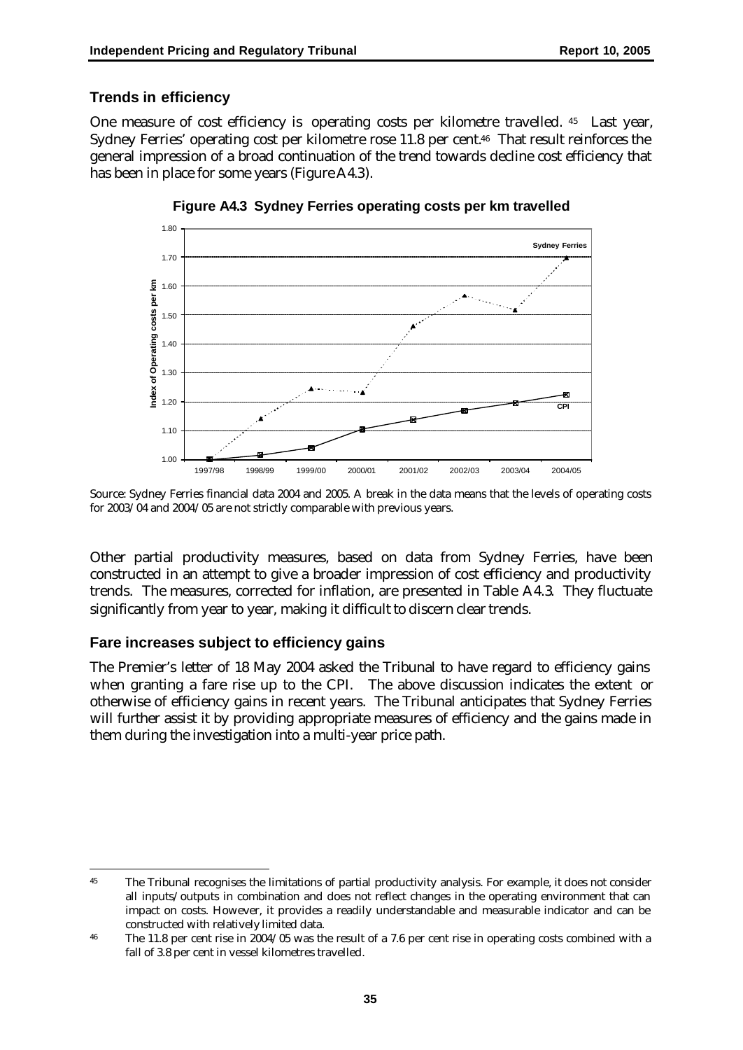## Trends in efficiency

One measure of cost efficiency is operating costs per kilometre travelled. [45] Last year, Sydney Ferries' operating cost per kilometre rose 11.8 per cent.[46] That result reinforces the general impression of a broad continuation of the trend towards decline cost efficiency that has been in place for some years (Figure A4.3).

**Figure A4.3 Sydney Ferries operating costs per km travelled**

Source: Sydney Ferries financial data 2004 and 2005. A break in the data means that the levels of operating costs for 2003/04 and 2004/05 are not strictly comparable with previous years.

Other partial productivity measures, based on data from Sydney Ferries, have been constructed in an attempt to give a broader impression of cost efficiency and productivity trends. The measures, corrected for inflation, are presented in Table A4.3. They fluctuate significantly from year to year, making it difficult to discern clear trends.

## Fare increases subject to efficiency gains

The Premier's letter of 18 May 2004 asked the Tribunal to have regard to efficiency gains when granting a fare rise up to the CPI. The above discussion indicates the extent or otherwise of efficiency gains in recent years. The Tribunal anticipates that Sydney Ferries will further assist it by providing appropriate measures of efficiency and the gains made in them during the investigation into a multi-year price path.

---

[45] The Tribunal recognises the limitations of partial productivity analysis. For example, it does not consider all inputs/outputs in combination and does not reflect changes in the operating environment that can impact on costs. However, it provides a readily understandable and measurable indicator and can be constructed with relatively limited data.

[46] The 11.8 per cent rise in 2004/05 was the result of a 7.6 per cent rise in operating costs combined with a fall of 3.8 per cent in vessel kilometres travelled.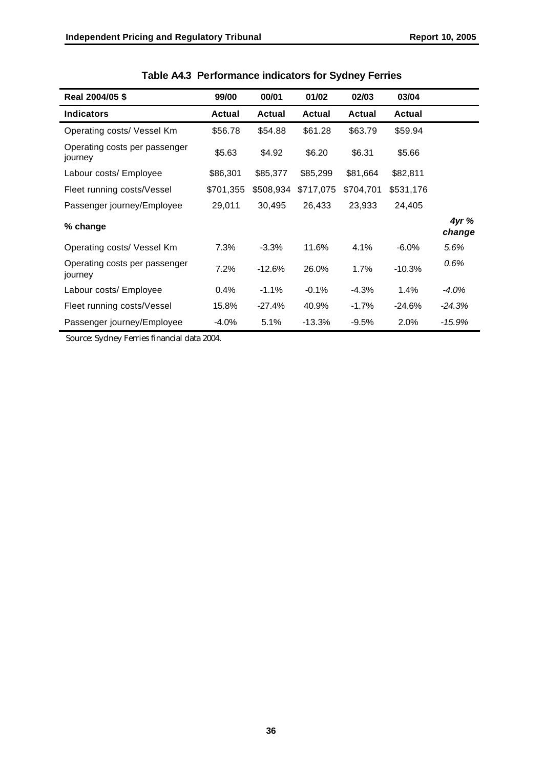**Table A4.3 Performance indicators for Sydney Ferries**

| Real 2004/05 $ | 99/00 | 00/01 | 01/02 | 02/03 | 03/04 | |
|---|---|---|---|---|---|---|
| **Indicators** | **Actual** | **Actual** | **Actual** | **Actual** | **Actual** | |
| Operating costs/ Vessel Km | $56.78 | $54.88 | $61.28 | $63.79 | $59.94 | |
| Operating costs per passenger journey | $5.63 | $4.92 | $6.20 | $6.31 | $5.66 | |
| Labour costs/ Employee | $86,301 | $85,377 | $85,299 | $81,664 | $82,811 | |
| Fleet running costs/Vessel | $701,355 | $508,934 | $717,075 | $704,701 | $531,176 | |
| Passenger journey/Employee | 29,011 | 30,495 | 26,433 | 23,933 | 24,405 | |
| **% change** | | | | | | ***4yr % change*** |
| Operating costs/ Vessel Km | 7.3% | -3.3% | 11.6% | 4.1% | -6.0% | *5.6%* |
| Operating costs per passenger journey | 7.2% | -12.6% | 26.0% | 1.7% | -10.3% | *0.6%* |
| Labour costs/ Employee | 0.4% | -1.1% | -0.1% | -4.3% | 1.4% | *-4.0%* |
| Fleet running costs/Vessel | 15.8% | -27.4% | 40.9% | -1.7% | -24.6% | *-24.3%* |
| Passenger journey/Employee | -4.0% | 5.1% | -13.3% | -9.5% | 2.0% | *-15.9%* |

Source: Sydney Ferries financial data 2004.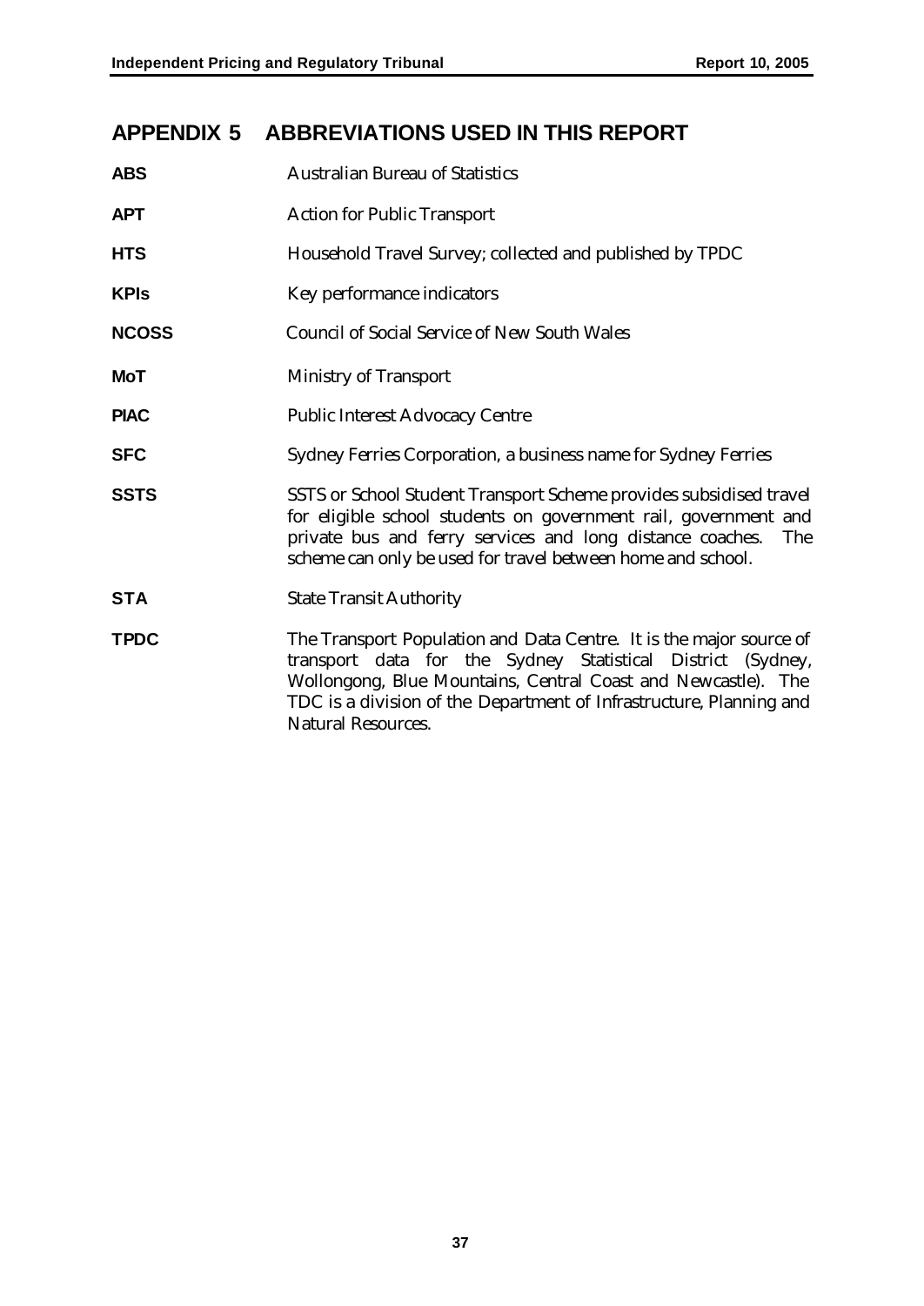# APPENDIX 5 ABBREVIATIONS USED IN THIS REPORT

| | |
|---|---|
| **ABS** | Australian Bureau of Statistics |
| **APT** | Action for Public Transport |
| **HTS** | Household Travel Survey; collected and published by TPDC |
| **KPIs** | Key performance indicators |
| **NCOSS** | Council of Social Service of New South Wales |
| **MoT** | Ministry of Transport |
| **PIAC** | Public Interest Advocacy Centre |
| **SFC** | Sydney Ferries Corporation, a business name for Sydney Ferries |
| **SSTS** | SSTS or School Student Transport Scheme provides subsidised travel for eligible school students on government rail, government and private bus and ferry services and long distance coaches. The scheme can only be used for travel between home and school. |
| **STA** | State Transit Authority |
| **TPDC** | The Transport Population and Data Centre. It is the major source of transport data for the Sydney Statistical District (Sydney, Wollongong, Blue Mountains, Central Coast and Newcastle). The TDC is a division of the Department of Infrastructure, Planning and Natural Resources. |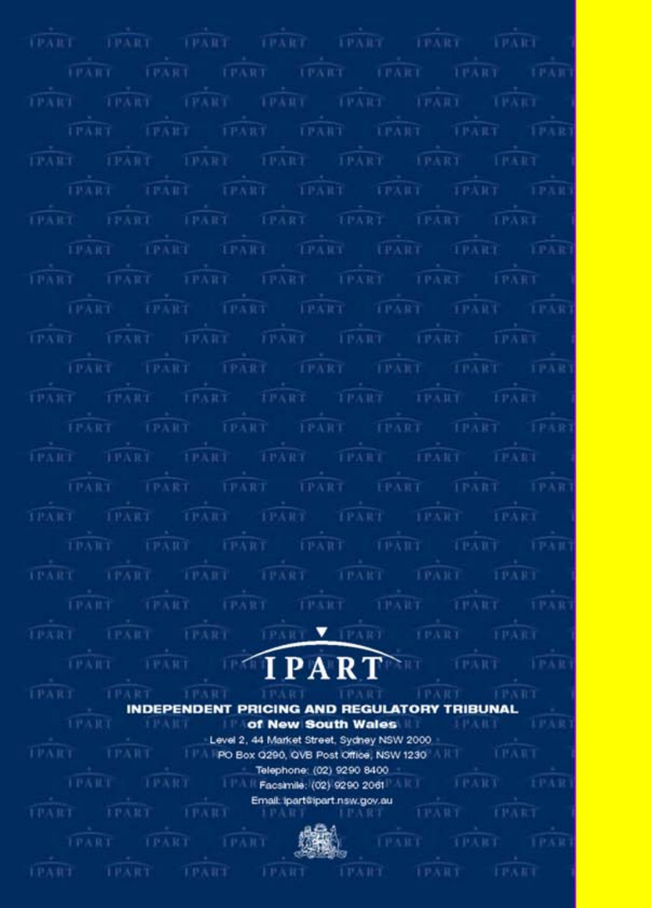IPART

**INDEPENDENT PRICING AND REGULATORY TRIBUNAL**
**of New South Wales**

Level 2, 44 Market Street, Sydney NSW 2000
PO Box Q290, QVB Post Office, NSW 1230
Telephone: (02) 9290 8400
Facsimile: (02) 9290 2061
Email: ipart@ipart.nsw.gov.au